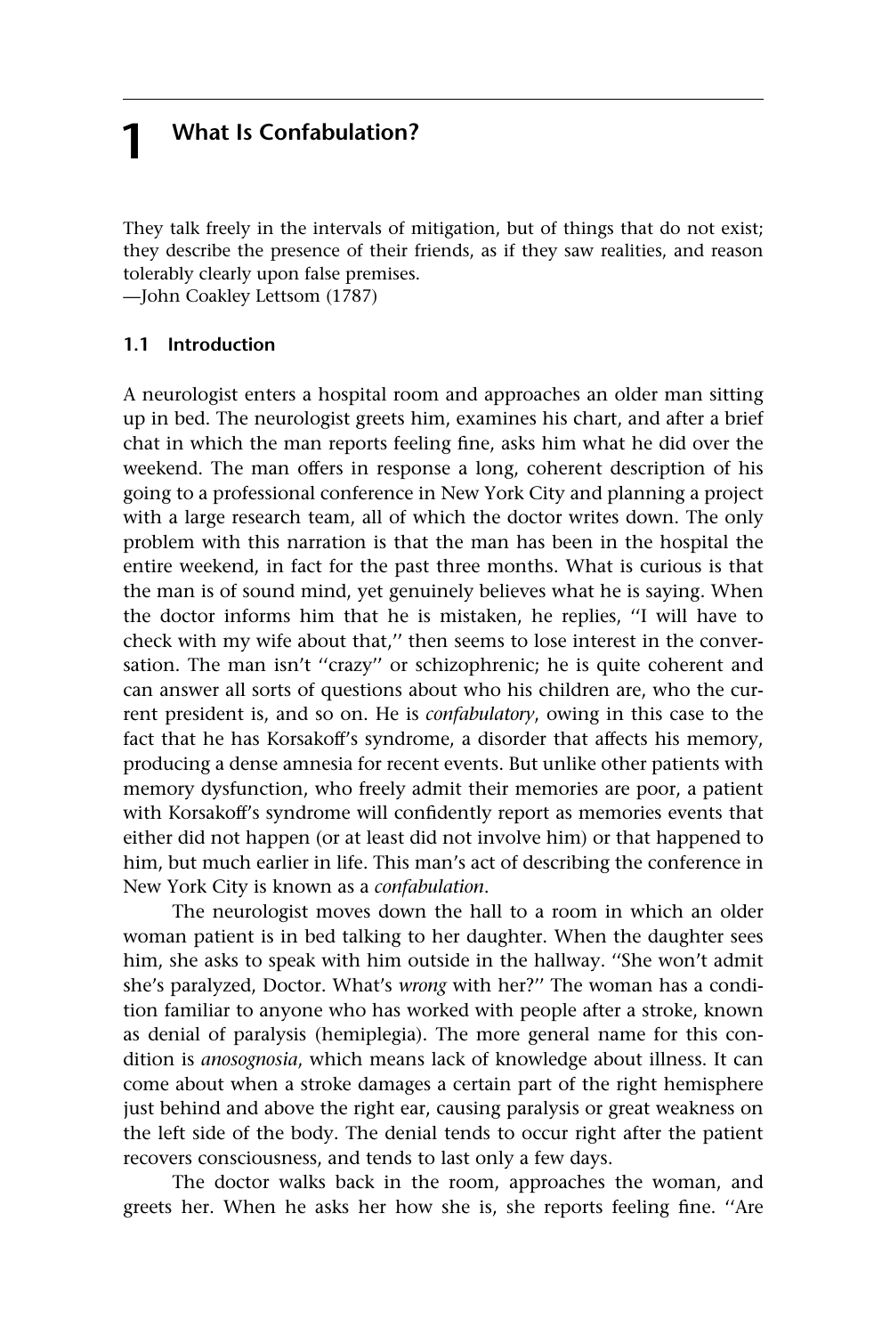# 1 What Is Confabulation?

They talk freely in the intervals of mitigation, but of things that do not exist; they describe the presence of their friends, as if they saw realities, and reason tolerably clearly upon false premises.
—John Coakley Lettsom (1787)

## 1.1 Introduction

A neurologist enters a hospital room and approaches an older man sitting up in bed. The neurologist greets him, examines his chart, and after a brief chat in which the man reports feeling fine, asks him what he did over the weekend. The man offers in response a long, coherent description of his going to a professional conference in New York City and planning a project with a large research team, all of which the doctor writes down. The only problem with this narration is that the man has been in the hospital the entire weekend, in fact for the past three months. What is curious is that the man is of sound mind, yet genuinely believes what he is saying. When the doctor informs him that he is mistaken, he replies, "I will have to check with my wife about that," then seems to lose interest in the conversation. The man isn't "crazy" or schizophrenic; he is quite coherent and can answer all sorts of questions about who his children are, who the current president is, and so on. He is *confabulatory*, owing in this case to the fact that he has Korsakoff's syndrome, a disorder that affects his memory, producing a dense amnesia for recent events. But unlike other patients with memory dysfunction, who freely admit their memories are poor, a patient with Korsakoff's syndrome will confidently report as memories events that either did not happen (or at least did not involve him) or that happened to him, but much earlier in life. This man's act of describing the conference in New York City is known as a *confabulation*.

The neurologist moves down the hall to a room in which an older woman patient is in bed talking to her daughter. When the daughter sees him, she asks to speak with him outside in the hallway. "She won't admit she's paralyzed, Doctor. What's *wrong* with her?" The woman has a condition familiar to anyone who has worked with people after a stroke, known as denial of paralysis (hemiplegia). The more general name for this condition is *anosognosia*, which means lack of knowledge about illness. It can come about when a stroke damages a certain part of the right hemisphere just behind and above the right ear, causing paralysis or great weakness on the left side of the body. The denial tends to occur right after the patient recovers consciousness, and tends to last only a few days.

The doctor walks back in the room, approaches the woman, and greets her. When he asks her how she is, she reports feeling fine. "Are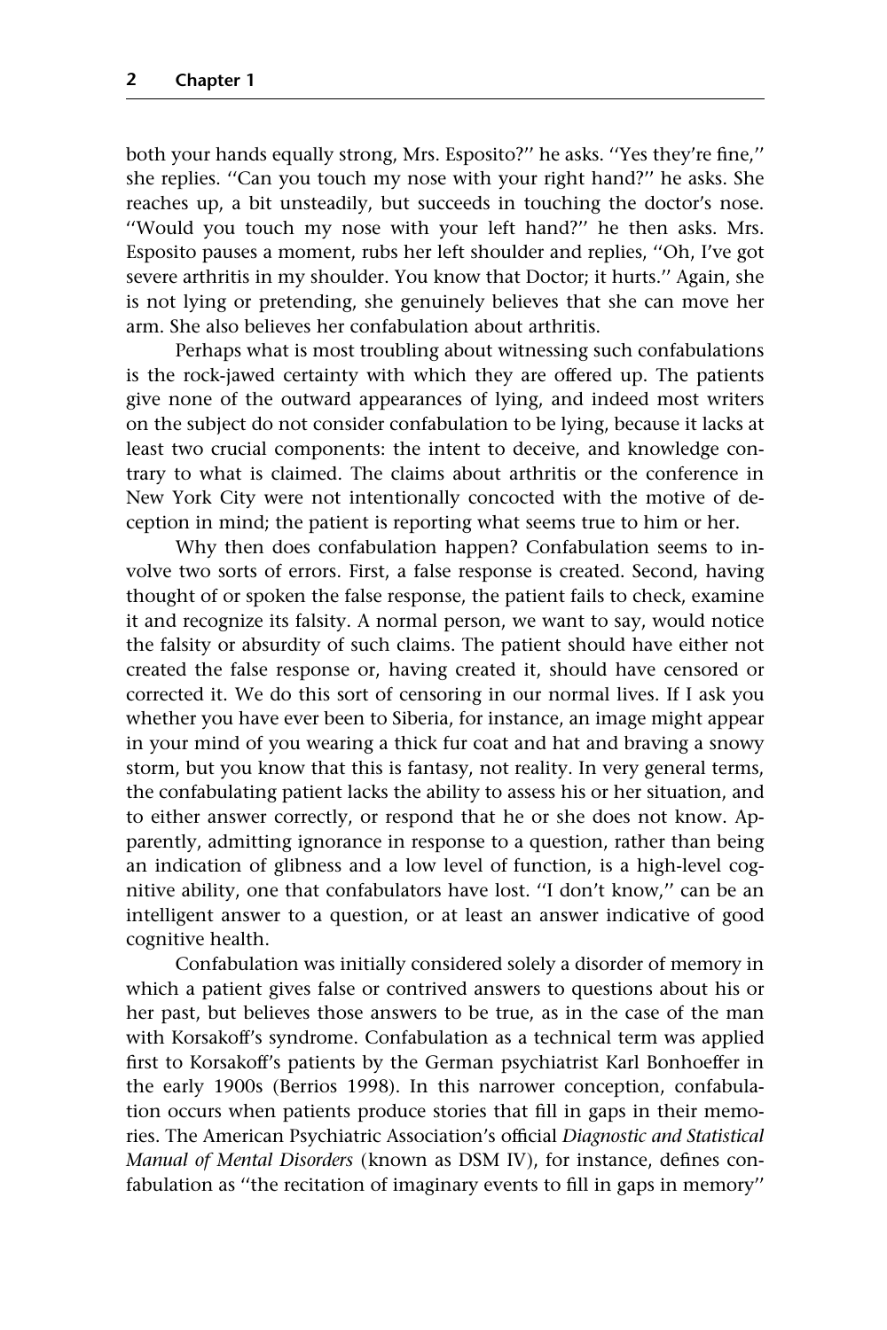both your hands equally strong, Mrs. Esposito?'' he asks. ''Yes they're fine,'' she replies. ''Can you touch my nose with your right hand?'' he asks. She reaches up, a bit unsteadily, but succeeds in touching the doctor's nose. ''Would you touch my nose with your left hand?'' he then asks. Mrs. Esposito pauses a moment, rubs her left shoulder and replies, ''Oh, I've got severe arthritis in my shoulder. You know that Doctor; it hurts.'' Again, she is not lying or pretending, she genuinely believes that she can move her arm. She also believes her confabulation about arthritis.

Perhaps what is most troubling about witnessing such confabulations is the rock-jawed certainty with which they are offered up. The patients give none of the outward appearances of lying, and indeed most writers on the subject do not consider confabulation to be lying, because it lacks at least two crucial components: the intent to deceive, and knowledge contrary to what is claimed. The claims about arthritis or the conference in New York City were not intentionally concocted with the motive of deception in mind; the patient is reporting what seems true to him or her.

Why then does confabulation happen? Confabulation seems to involve two sorts of errors. First, a false response is created. Second, having thought of or spoken the false response, the patient fails to check, examine it and recognize its falsity. A normal person, we want to say, would notice the falsity or absurdity of such claims. The patient should have either not created the false response or, having created it, should have censored or corrected it. We do this sort of censoring in our normal lives. If I ask you whether you have ever been to Siberia, for instance, an image might appear in your mind of you wearing a thick fur coat and hat and braving a snowy storm, but you know that this is fantasy, not reality. In very general terms, the confabulating patient lacks the ability to assess his or her situation, and to either answer correctly, or respond that he or she does not know. Apparently, admitting ignorance in response to a question, rather than being an indication of glibness and a low level of function, is a high-level cognitive ability, one that confabulators have lost. ''I don't know,'' can be an intelligent answer to a question, or at least an answer indicative of good cognitive health.

Confabulation was initially considered solely a disorder of memory in which a patient gives false or contrived answers to questions about his or her past, but believes those answers to be true, as in the case of the man with Korsakoff's syndrome. Confabulation as a technical term was applied first to Korsakoff's patients by the German psychiatrist Karl Bonhoeffer in the early 1900s (Berrios 1998). In this narrower conception, confabulation occurs when patients produce stories that fill in gaps in their memories. The American Psychiatric Association's official *Diagnostic and Statistical Manual of Mental Disorders* (known as DSM IV), for instance, defines confabulation as ''the recitation of imaginary events to fill in gaps in memory''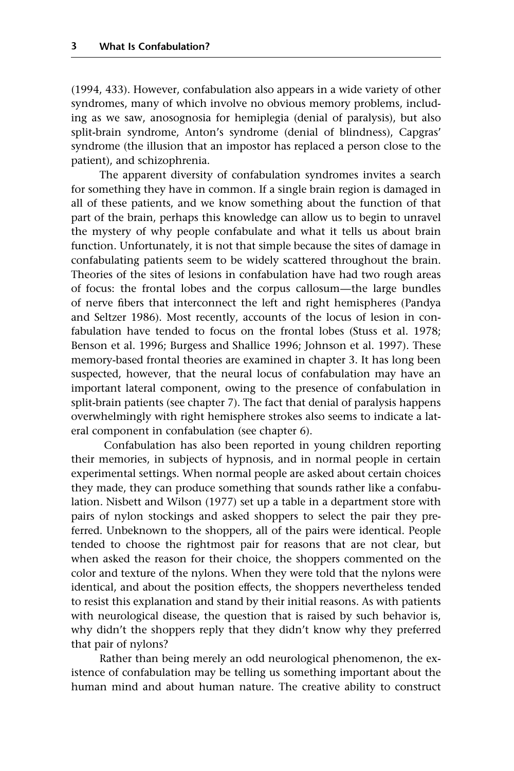(1994, 433). However, confabulation also appears in a wide variety of other syndromes, many of which involve no obvious memory problems, including as we saw, anosognosia for hemiplegia (denial of paralysis), but also split-brain syndrome, Anton's syndrome (denial of blindness), Capgras' syndrome (the illusion that an impostor has replaced a person close to the patient), and schizophrenia.

The apparent diversity of confabulation syndromes invites a search for something they have in common. If a single brain region is damaged in all of these patients, and we know something about the function of that part of the brain, perhaps this knowledge can allow us to begin to unravel the mystery of why people confabulate and what it tells us about brain function. Unfortunately, it is not that simple because the sites of damage in confabulating patients seem to be widely scattered throughout the brain. Theories of the sites of lesions in confabulation have had two rough areas of focus: the frontal lobes and the corpus callosum—the large bundles of nerve fibers that interconnect the left and right hemispheres (Pandya and Seltzer 1986). Most recently, accounts of the locus of lesion in confabulation have tended to focus on the frontal lobes (Stuss et al. 1978; Benson et al. 1996; Burgess and Shallice 1996; Johnson et al. 1997). These memory-based frontal theories are examined in chapter 3. It has long been suspected, however, that the neural locus of confabulation may have an important lateral component, owing to the presence of confabulation in split-brain patients (see chapter 7). The fact that denial of paralysis happens overwhelmingly with right hemisphere strokes also seems to indicate a lateral component in confabulation (see chapter 6).

Confabulation has also been reported in young children reporting their memories, in subjects of hypnosis, and in normal people in certain experimental settings. When normal people are asked about certain choices they made, they can produce something that sounds rather like a confabulation. Nisbett and Wilson (1977) set up a table in a department store with pairs of nylon stockings and asked shoppers to select the pair they preferred. Unbeknown to the shoppers, all of the pairs were identical. People tended to choose the rightmost pair for reasons that are not clear, but when asked the reason for their choice, the shoppers commented on the color and texture of the nylons. When they were told that the nylons were identical, and about the position effects, the shoppers nevertheless tended to resist this explanation and stand by their initial reasons. As with patients with neurological disease, the question that is raised by such behavior is, why didn't the shoppers reply that they didn't know why they preferred that pair of nylons?

Rather than being merely an odd neurological phenomenon, the existence of confabulation may be telling us something important about the human mind and about human nature. The creative ability to construct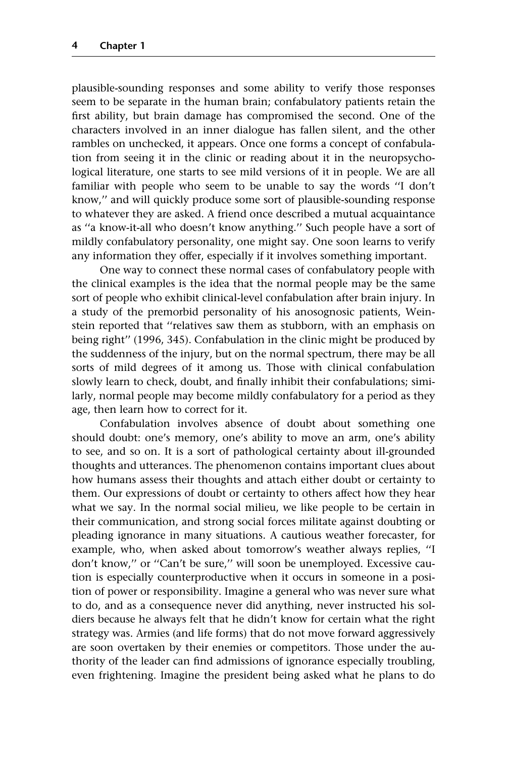plausible-sounding responses and some ability to verify those responses seem to be separate in the human brain; confabulatory patients retain the first ability, but brain damage has compromised the second. One of the characters involved in an inner dialogue has fallen silent, and the other rambles on unchecked, it appears. Once one forms a concept of confabulation from seeing it in the clinic or reading about it in the neuropsychological literature, one starts to see mild versions of it in people. We are all familiar with people who seem to be unable to say the words ''I don't know,'' and will quickly produce some sort of plausible-sounding response to whatever they are asked. A friend once described a mutual acquaintance as ''a know-it-all who doesn't know anything.'' Such people have a sort of mildly confabulatory personality, one might say. One soon learns to verify any information they offer, especially if it involves something important.

One way to connect these normal cases of confabulatory people with the clinical examples is the idea that the normal people may be the same sort of people who exhibit clinical-level confabulation after brain injury. In a study of the premorbid personality of his anosognosic patients, Weinstein reported that ''relatives saw them as stubborn, with an emphasis on being right'' (1996, 345). Confabulation in the clinic might be produced by the suddenness of the injury, but on the normal spectrum, there may be all sorts of mild degrees of it among us. Those with clinical confabulation slowly learn to check, doubt, and finally inhibit their confabulations; similarly, normal people may become mildly confabulatory for a period as they age, then learn how to correct for it.

Confabulation involves absence of doubt about something one should doubt: one's memory, one's ability to move an arm, one's ability to see, and so on. It is a sort of pathological certainty about ill-grounded thoughts and utterances. The phenomenon contains important clues about how humans assess their thoughts and attach either doubt or certainty to them. Our expressions of doubt or certainty to others affect how they hear what we say. In the normal social milieu, we like people to be certain in their communication, and strong social forces militate against doubting or pleading ignorance in many situations. A cautious weather forecaster, for example, who, when asked about tomorrow's weather always replies, ''I don't know,'' or ''Can't be sure,'' will soon be unemployed. Excessive caution is especially counterproductive when it occurs in someone in a position of power or responsibility. Imagine a general who was never sure what to do, and as a consequence never did anything, never instructed his soldiers because he always felt that he didn't know for certain what the right strategy was. Armies (and life forms) that do not move forward aggressively are soon overtaken by their enemies or competitors. Those under the authority of the leader can find admissions of ignorance especially troubling, even frightening. Imagine the president being asked what he plans to do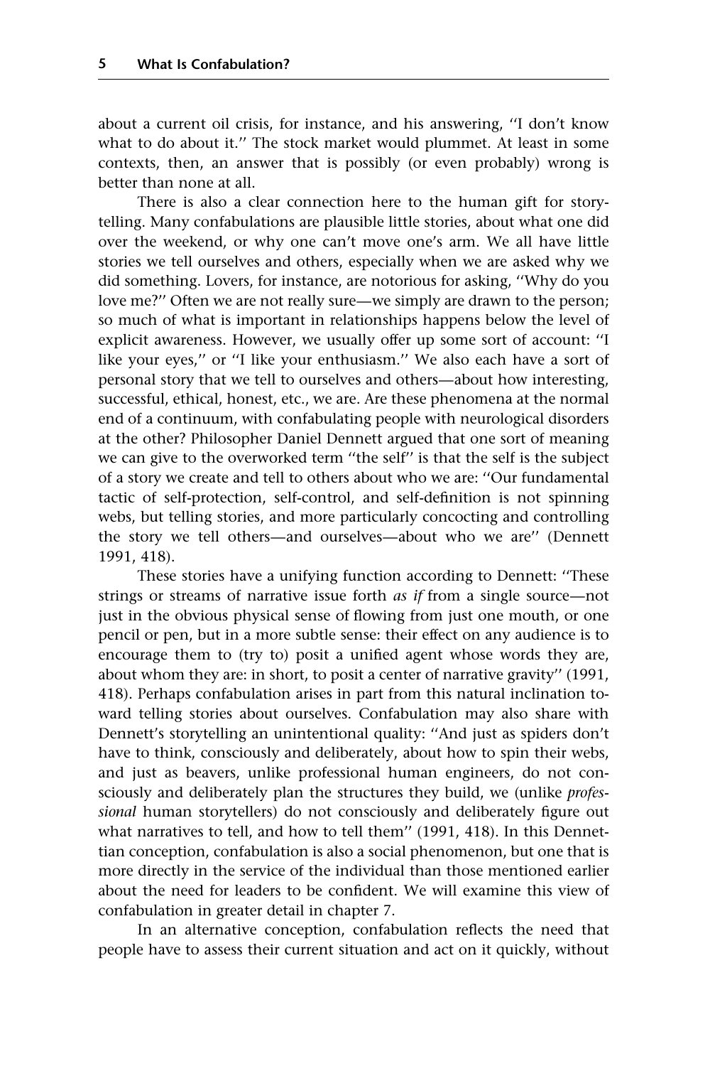about a current oil crisis, for instance, and his answering, "I don't know what to do about it." The stock market would plummet. At least in some contexts, then, an answer that is possibly (or even probably) wrong is better than none at all.

There is also a clear connection here to the human gift for storytelling. Many confabulations are plausible little stories, about what one did over the weekend, or why one can't move one's arm. We all have little stories we tell ourselves and others, especially when we are asked why we did something. Lovers, for instance, are notorious for asking, "Why do you love me?" Often we are not really sure—we simply are drawn to the person; so much of what is important in relationships happens below the level of explicit awareness. However, we usually offer up some sort of account: "I like your eyes," or "I like your enthusiasm." We also each have a sort of personal story that we tell to ourselves and others—about how interesting, successful, ethical, honest, etc., we are. Are these phenomena at the normal end of a continuum, with confabulating people with neurological disorders at the other? Philosopher Daniel Dennett argued that one sort of meaning we can give to the overworked term "the self" is that the self is the subject of a story we create and tell to others about who we are: "Our fundamental tactic of self-protection, self-control, and self-definition is not spinning webs, but telling stories, and more particularly concocting and controlling the story we tell others—and ourselves—about who we are" (Dennett 1991, 418).

These stories have a unifying function according to Dennett: "These strings or streams of narrative issue forth *as if* from a single source—not just in the obvious physical sense of flowing from just one mouth, or one pencil or pen, but in a more subtle sense: their effect on any audience is to encourage them to (try to) posit a unified agent whose words they are, about whom they are: in short, to posit a center of narrative gravity" (1991, 418). Perhaps confabulation arises in part from this natural inclination toward telling stories about ourselves. Confabulation may also share with Dennett's storytelling an unintentional quality: "And just as spiders don't have to think, consciously and deliberately, about how to spin their webs, and just as beavers, unlike professional human engineers, do not consciously and deliberately plan the structures they build, we (unlike *professional* human storytellers) do not consciously and deliberately figure out what narratives to tell, and how to tell them" (1991, 418). In this Dennettian conception, confabulation is also a social phenomenon, but one that is more directly in the service of the individual than those mentioned earlier about the need for leaders to be confident. We will examine this view of confabulation in greater detail in chapter 7.

In an alternative conception, confabulation reflects the need that people have to assess their current situation and act on it quickly, without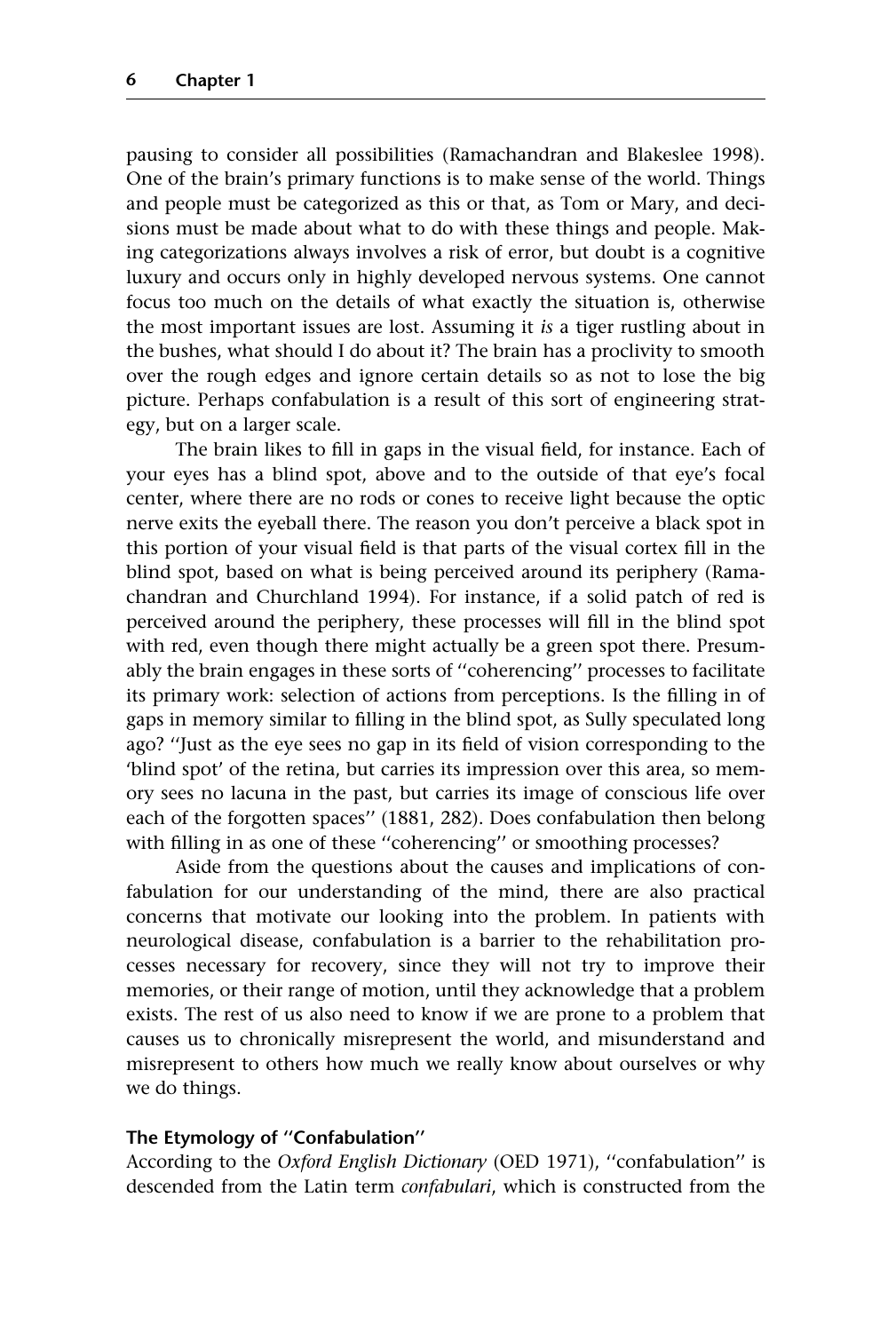pausing to consider all possibilities (Ramachandran and Blakeslee 1998). One of the brain's primary functions is to make sense of the world. Things and people must be categorized as this or that, as Tom or Mary, and decisions must be made about what to do with these things and people. Making categorizations always involves a risk of error, but doubt is a cognitive luxury and occurs only in highly developed nervous systems. One cannot focus too much on the details of what exactly the situation is, otherwise the most important issues are lost. Assuming it *is* a tiger rustling about in the bushes, what should I do about it? The brain has a proclivity to smooth over the rough edges and ignore certain details so as not to lose the big picture. Perhaps confabulation is a result of this sort of engineering strategy, but on a larger scale.

The brain likes to fill in gaps in the visual field, for instance. Each of your eyes has a blind spot, above and to the outside of that eye's focal center, where there are no rods or cones to receive light because the optic nerve exits the eyeball there. The reason you don't perceive a black spot in this portion of your visual field is that parts of the visual cortex fill in the blind spot, based on what is being perceived around its periphery (Ramachandran and Churchland 1994). For instance, if a solid patch of red is perceived around the periphery, these processes will fill in the blind spot with red, even though there might actually be a green spot there. Presumably the brain engages in these sorts of ''coherencing'' processes to facilitate its primary work: selection of actions from perceptions. Is the filling in of gaps in memory similar to filling in the blind spot, as Sully speculated long ago? ''Just as the eye sees no gap in its field of vision corresponding to the 'blind spot' of the retina, but carries its impression over this area, so memory sees no lacuna in the past, but carries its image of conscious life over each of the forgotten spaces'' (1881, 282). Does confabulation then belong with filling in as one of these ''coherencing'' or smoothing processes?

Aside from the questions about the causes and implications of confabulation for our understanding of the mind, there are also practical concerns that motivate our looking into the problem. In patients with neurological disease, confabulation is a barrier to the rehabilitation processes necessary for recovery, since they will not try to improve their memories, or their range of motion, until they acknowledge that a problem exists. The rest of us also need to know if we are prone to a problem that causes us to chronically misrepresent the world, and misunderstand and misrepresent to others how much we really know about ourselves or why we do things.

### The Etymology of ''Confabulation''

According to the *Oxford English Dictionary* (OED 1971), ''confabulation'' is descended from the Latin term *confabulari*, which is constructed from the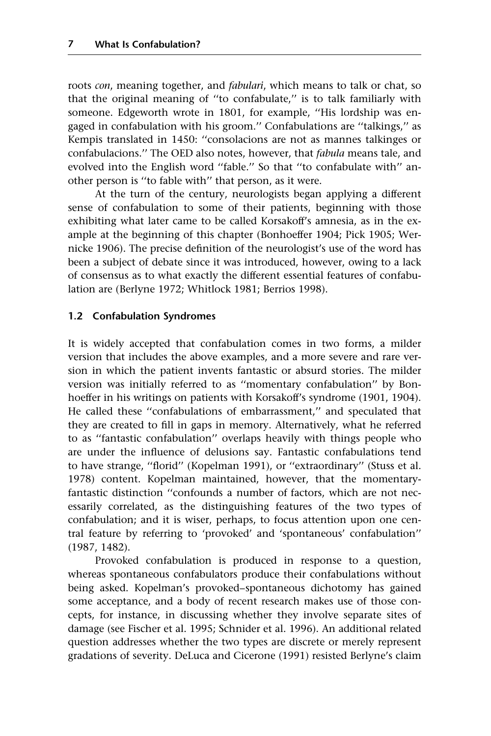roots *con*, meaning together, and *fabulari*, which means to talk or chat, so that the original meaning of "to confabulate," is to talk familiarly with someone. Edgeworth wrote in 1801, for example, "His lordship was engaged in confabulation with his groom." Confabulations are "talkings," as Kempis translated in 1450: "consolacions are not as mannes talkinges or confabulacions." The OED also notes, however, that *fabula* means tale, and evolved into the English word "fable." So that "to confabulate with" another person is "to fable with" that person, as it were.

At the turn of the century, neurologists began applying a different sense of confabulation to some of their patients, beginning with those exhibiting what later came to be called Korsakoff's amnesia, as in the example at the beginning of this chapter (Bonhoeffer 1904; Pick 1905; Wernicke 1906). The precise definition of the neurologist's use of the word has been a subject of debate since it was introduced, however, owing to a lack of consensus as to what exactly the different essential features of confabulation are (Berlyne 1972; Whitlock 1981; Berrios 1998).

## 1.2 Confabulation Syndromes

It is widely accepted that confabulation comes in two forms, a milder version that includes the above examples, and a more severe and rare version in which the patient invents fantastic or absurd stories. The milder version was initially referred to as "momentary confabulation" by Bonhoeffer in his writings on patients with Korsakoff's syndrome (1901, 1904). He called these "confabulations of embarrassment," and speculated that they are created to fill in gaps in memory. Alternatively, what he referred to as "fantastic confabulation" overlaps heavily with things people who are under the influence of delusions say. Fantastic confabulations tend to have strange, "florid" (Kopelman 1991), or "extraordinary" (Stuss et al. 1978) content. Kopelman maintained, however, that the momentary-fantastic distinction "confounds a number of factors, which are not necessarily correlated, as the distinguishing features of the two types of confabulation; and it is wiser, perhaps, to focus attention upon one central feature by referring to 'provoked' and 'spontaneous' confabulation" (1987, 1482).

Provoked confabulation is produced in response to a question, whereas spontaneous confabulators produce their confabulations without being asked. Kopelman's provoked–spontaneous dichotomy has gained some acceptance, and a body of recent research makes use of those concepts, for instance, in discussing whether they involve separate sites of damage (see Fischer et al. 1995; Schnider et al. 1996). An additional related question addresses whether the two types are discrete or merely represent gradations of severity. DeLuca and Cicerone (1991) resisted Berlyne's claim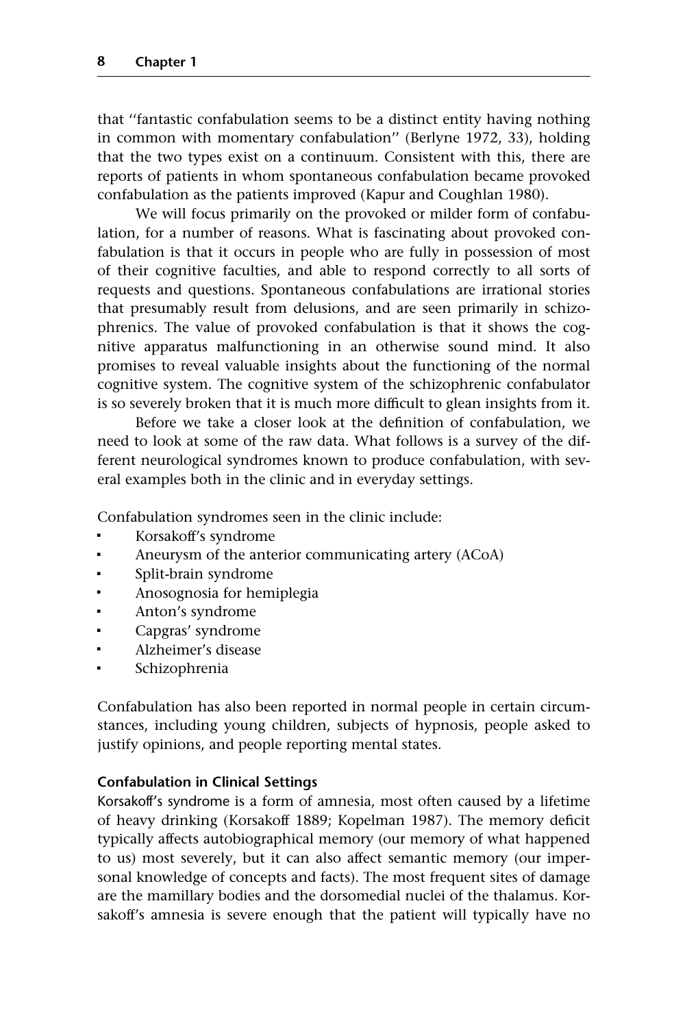that ''fantastic confabulation seems to be a distinct entity having nothing in common with momentary confabulation'' (Berlyne 1972, 33), holding that the two types exist on a continuum. Consistent with this, there are reports of patients in whom spontaneous confabulation became provoked confabulation as the patients improved (Kapur and Coughlan 1980).

We will focus primarily on the provoked or milder form of confabulation, for a number of reasons. What is fascinating about provoked confabulation is that it occurs in people who are fully in possession of most of their cognitive faculties, and able to respond correctly to all sorts of requests and questions. Spontaneous confabulations are irrational stories that presumably result from delusions, and are seen primarily in schizophrenics. The value of provoked confabulation is that it shows the cognitive apparatus malfunctioning in an otherwise sound mind. It also promises to reveal valuable insights about the functioning of the normal cognitive system. The cognitive system of the schizophrenic confabulator is so severely broken that it is much more difficult to glean insights from it.

Before we take a closer look at the definition of confabulation, we need to look at some of the raw data. What follows is a survey of the different neurological syndromes known to produce confabulation, with several examples both in the clinic and in everyday settings.

Confabulation syndromes seen in the clinic include:

- Korsakoff's syndrome
- Aneurysm of the anterior communicating artery (ACoA)
- Split-brain syndrome
- Anosognosia for hemiplegia
- Anton's syndrome
- Capgras' syndrome
- Alzheimer's disease
- Schizophrenia

Confabulation has also been reported in normal people in certain circumstances, including young children, subjects of hypnosis, people asked to justify opinions, and people reporting mental states.

### Confabulation in Clinical Settings

Korsakoff's syndrome is a form of amnesia, most often caused by a lifetime of heavy drinking (Korsakoff 1889; Kopelman 1987). The memory deficit typically affects autobiographical memory (our memory of what happened to us) most severely, but it can also affect semantic memory (our impersonal knowledge of concepts and facts). The most frequent sites of damage are the mamillary bodies and the dorsomedial nuclei of the thalamus. Korsakoff's amnesia is severe enough that the patient will typically have no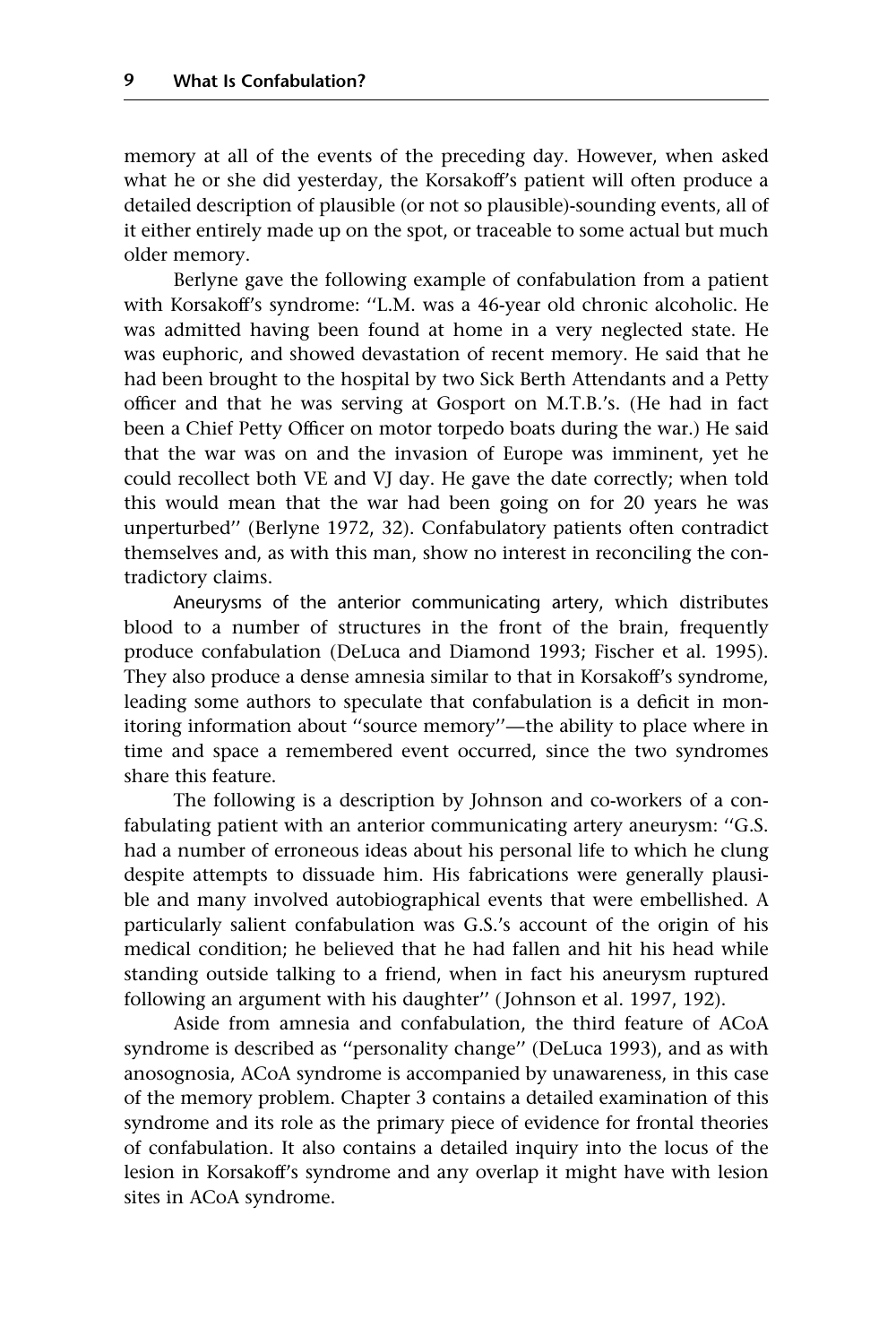memory at all of the events of the preceding day. However, when asked what he or she did yesterday, the Korsakoff's patient will often produce a detailed description of plausible (or not so plausible)-sounding events, all of it either entirely made up on the spot, or traceable to some actual but much older memory.

Berlyne gave the following example of confabulation from a patient with Korsakoff's syndrome: ''L.M. was a 46-year old chronic alcoholic. He was admitted having been found at home in a very neglected state. He was euphoric, and showed devastation of recent memory. He said that he had been brought to the hospital by two Sick Berth Attendants and a Petty officer and that he was serving at Gosport on M.T.B.'s. (He had in fact been a Chief Petty Officer on motor torpedo boats during the war.) He said that the war was on and the invasion of Europe was imminent, yet he could recollect both VE and VJ day. He gave the date correctly; when told this would mean that the war had been going on for 20 years he was unperturbed'' (Berlyne 1972, 32). Confabulatory patients often contradict themselves and, as with this man, show no interest in reconciling the contradictory claims.

Aneurysms of the anterior communicating artery, which distributes blood to a number of structures in the front of the brain, frequently produce confabulation (DeLuca and Diamond 1993; Fischer et al. 1995). They also produce a dense amnesia similar to that in Korsakoff's syndrome, leading some authors to speculate that confabulation is a deficit in monitoring information about ''source memory''—the ability to place where in time and space a remembered event occurred, since the two syndromes share this feature.

The following is a description by Johnson and co-workers of a confabulating patient with an anterior communicating artery aneurysm: ''G.S. had a number of erroneous ideas about his personal life to which he clung despite attempts to dissuade him. His fabrications were generally plausible and many involved autobiographical events that were embellished. A particularly salient confabulation was G.S.'s account of the origin of his medical condition; he believed that he had fallen and hit his head while standing outside talking to a friend, when in fact his aneurysm ruptured following an argument with his daughter'' (Johnson et al. 1997, 192).

Aside from amnesia and confabulation, the third feature of ACoA syndrome is described as ''personality change'' (DeLuca 1993), and as with anosognosia, ACoA syndrome is accompanied by unawareness, in this case of the memory problem. Chapter 3 contains a detailed examination of this syndrome and its role as the primary piece of evidence for frontal theories of confabulation. It also contains a detailed inquiry into the locus of the lesion in Korsakoff's syndrome and any overlap it might have with lesion sites in ACoA syndrome.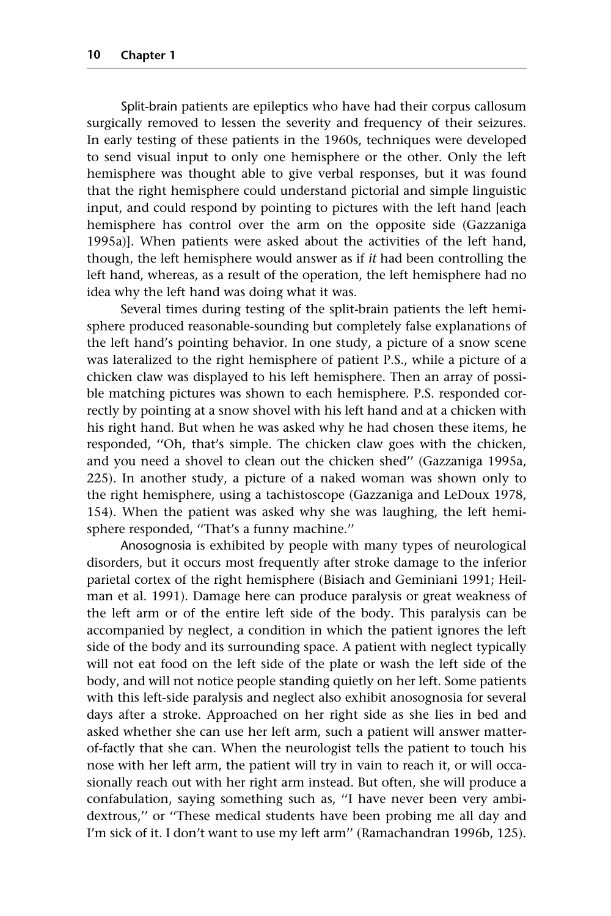Split-brain patients are epileptics who have had their corpus callosum surgically removed to lessen the severity and frequency of their seizures. In early testing of these patients in the 1960s, techniques were developed to send visual input to only one hemisphere or the other. Only the left hemisphere was thought able to give verbal responses, but it was found that the right hemisphere could understand pictorial and simple linguistic input, and could respond by pointing to pictures with the left hand [each hemisphere has control over the arm on the opposite side (Gazzaniga 1995a)]. When patients were asked about the activities of the left hand, though, the left hemisphere would answer as if *it* had been controlling the left hand, whereas, as a result of the operation, the left hemisphere had no idea why the left hand was doing what it was.

Several times during testing of the split-brain patients the left hemisphere produced reasonable-sounding but completely false explanations of the left hand's pointing behavior. In one study, a picture of a snow scene was lateralized to the right hemisphere of patient P.S., while a picture of a chicken claw was displayed to his left hemisphere. Then an array of possible matching pictures was shown to each hemisphere. P.S. responded correctly by pointing at a snow shovel with his left hand and at a chicken with his right hand. But when he was asked why he had chosen these items, he responded, "Oh, that's simple. The chicken claw goes with the chicken, and you need a shovel to clean out the chicken shed" (Gazzaniga 1995a, 225). In another study, a picture of a naked woman was shown only to the right hemisphere, using a tachistoscope (Gazzaniga and LeDoux 1978, 154). When the patient was asked why she was laughing, the left hemisphere responded, "That's a funny machine."

Anosognosia is exhibited by people with many types of neurological disorders, but it occurs most frequently after stroke damage to the inferior parietal cortex of the right hemisphere (Bisiach and Geminiani 1991; Heilman et al. 1991). Damage here can produce paralysis or great weakness of the left arm or of the entire left side of the body. This paralysis can be accompanied by neglect, a condition in which the patient ignores the left side of the body and its surrounding space. A patient with neglect typically will not eat food on the left side of the plate or wash the left side of the body, and will not notice people standing quietly on her left. Some patients with this left-side paralysis and neglect also exhibit anosognosia for several days after a stroke. Approached on her right side as she lies in bed and asked whether she can use her left arm, such a patient will answer matter-of-factly that she can. When the neurologist tells the patient to touch his nose with her left arm, the patient will try in vain to reach it, or will occasionally reach out with her right arm instead. But often, she will produce a confabulation, saying something such as, "I have never been very ambidextrous," or "These medical students have been probing me all day and I'm sick of it. I don't want to use my left arm" (Ramachandran 1996b, 125).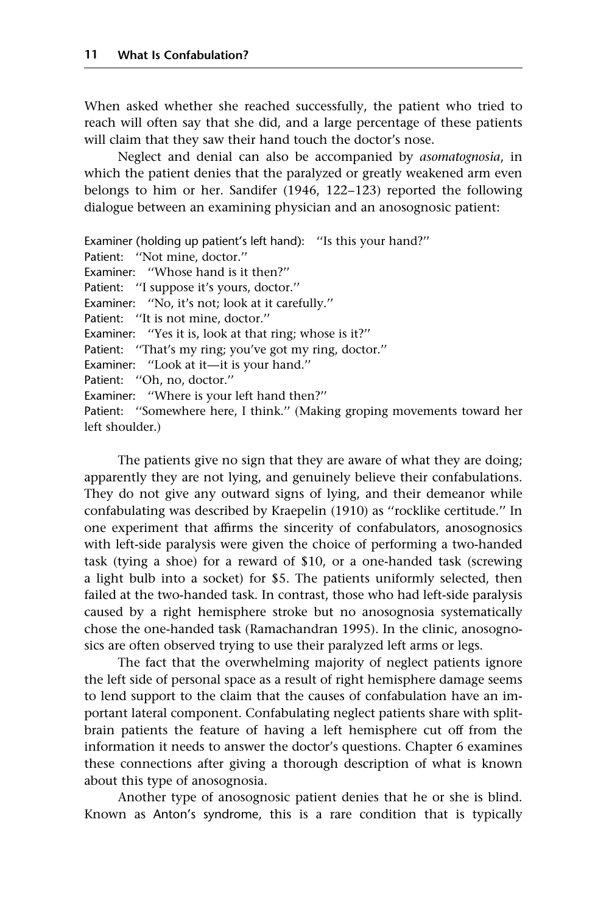When asked whether she reached successfully, the patient who tried to reach will often say that she did, and a large percentage of these patients will claim that they saw their hand touch the doctor's nose.

Neglect and denial can also be accompanied by *asomatognosia*, in which the patient denies that the paralyzed or greatly weakened arm even belongs to him or her. Sandifer (1946, 122–123) reported the following dialogue between an examining physician and an anosognosic patient:

Examiner (holding up patient's left hand): "Is this your hand?"
Patient: "Not mine, doctor."
Examiner: "Whose hand is it then?"
Patient: "I suppose it's yours, doctor."
Examiner: "No, it's not; look at it carefully."
Patient: "It is not mine, doctor."
Examiner: "Yes it is, look at that ring; whose is it?"
Patient: "That's my ring; you've got my ring, doctor."
Examiner: "Look at it—it is your hand."
Patient: "Oh, no, doctor."
Examiner: "Where is your left hand then?"
Patient: "Somewhere here, I think." (Making groping movements toward her left shoulder.)

The patients give no sign that they are aware of what they are doing; apparently they are not lying, and genuinely believe their confabulations. They do not give any outward signs of lying, and their demeanor while confabulating was described by Kraepelin (1910) as "rocklike certitude." In one experiment that affirms the sincerity of confabulators, anosognosics with left-side paralysis were given the choice of performing a two-handed task (tying a shoe) for a reward of $10, or a one-handed task (screwing a light bulb into a socket) for $5. The patients uniformly selected, then failed at the two-handed task. In contrast, those who had left-side paralysis caused by a right hemisphere stroke but no anosognosia systematically chose the one-handed task (Ramachandran 1995). In the clinic, anosognosics are often observed trying to use their paralyzed left arms or legs.

The fact that the overwhelming majority of neglect patients ignore the left side of personal space as a result of right hemisphere damage seems to lend support to the claim that the causes of confabulation have an important lateral component. Confabulating neglect patients share with split-brain patients the feature of having a left hemisphere cut off from the information it needs to answer the doctor's questions. Chapter 6 examines these connections after giving a thorough description of what is known about this type of anosognosia.

Another type of anosognosic patient denies that he or she is blind. Known as Anton's syndrome, this is a rare condition that is typically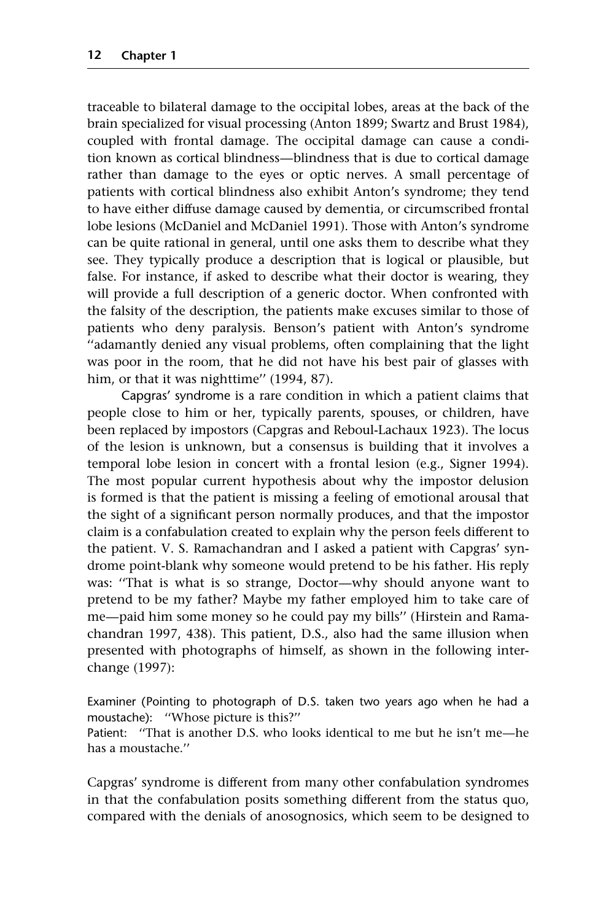traceable to bilateral damage to the occipital lobes, areas at the back of the brain specialized for visual processing (Anton 1899; Swartz and Brust 1984), coupled with frontal damage. The occipital damage can cause a condition known as cortical blindness—blindness that is due to cortical damage rather than damage to the eyes or optic nerves. A small percentage of patients with cortical blindness also exhibit Anton's syndrome; they tend to have either diffuse damage caused by dementia, or circumscribed frontal lobe lesions (McDaniel and McDaniel 1991). Those with Anton's syndrome can be quite rational in general, until one asks them to describe what they see. They typically produce a description that is logical or plausible, but false. For instance, if asked to describe what their doctor is wearing, they will provide a full description of a generic doctor. When confronted with the falsity of the description, the patients make excuses similar to those of patients who deny paralysis. Benson's patient with Anton's syndrome "adamantly denied any visual problems, often complaining that the light was poor in the room, that he did not have his best pair of glasses with him, or that it was nighttime" (1994, 87).

Capgras' syndrome is a rare condition in which a patient claims that people close to him or her, typically parents, spouses, or children, have been replaced by impostors (Capgras and Reboul-Lachaux 1923). The locus of the lesion is unknown, but a consensus is building that it involves a temporal lobe lesion in concert with a frontal lesion (e.g., Signer 1994). The most popular current hypothesis about why the impostor delusion is formed is that the patient is missing a feeling of emotional arousal that the sight of a significant person normally produces, and that the impostor claim is a confabulation created to explain why the person feels different to the patient. V. S. Ramachandran and I asked a patient with Capgras' syndrome point-blank why someone would pretend to be his father. His reply was: "That is what is so strange, Doctor—why should anyone want to pretend to be my father? Maybe my father employed him to take care of me—paid him some money so he could pay my bills" (Hirstein and Ramachandran 1997, 438). This patient, D.S., also had the same illusion when presented with photographs of himself, as shown in the following interchange (1997):

Examiner (Pointing to photograph of D.S. taken two years ago when he had a moustache): "Whose picture is this?"
Patient: "That is another D.S. who looks identical to me but he isn't me—he has a moustache."

Capgras' syndrome is different from many other confabulation syndromes in that the confabulation posits something different from the status quo, compared with the denials of anosognosics, which seem to be designed to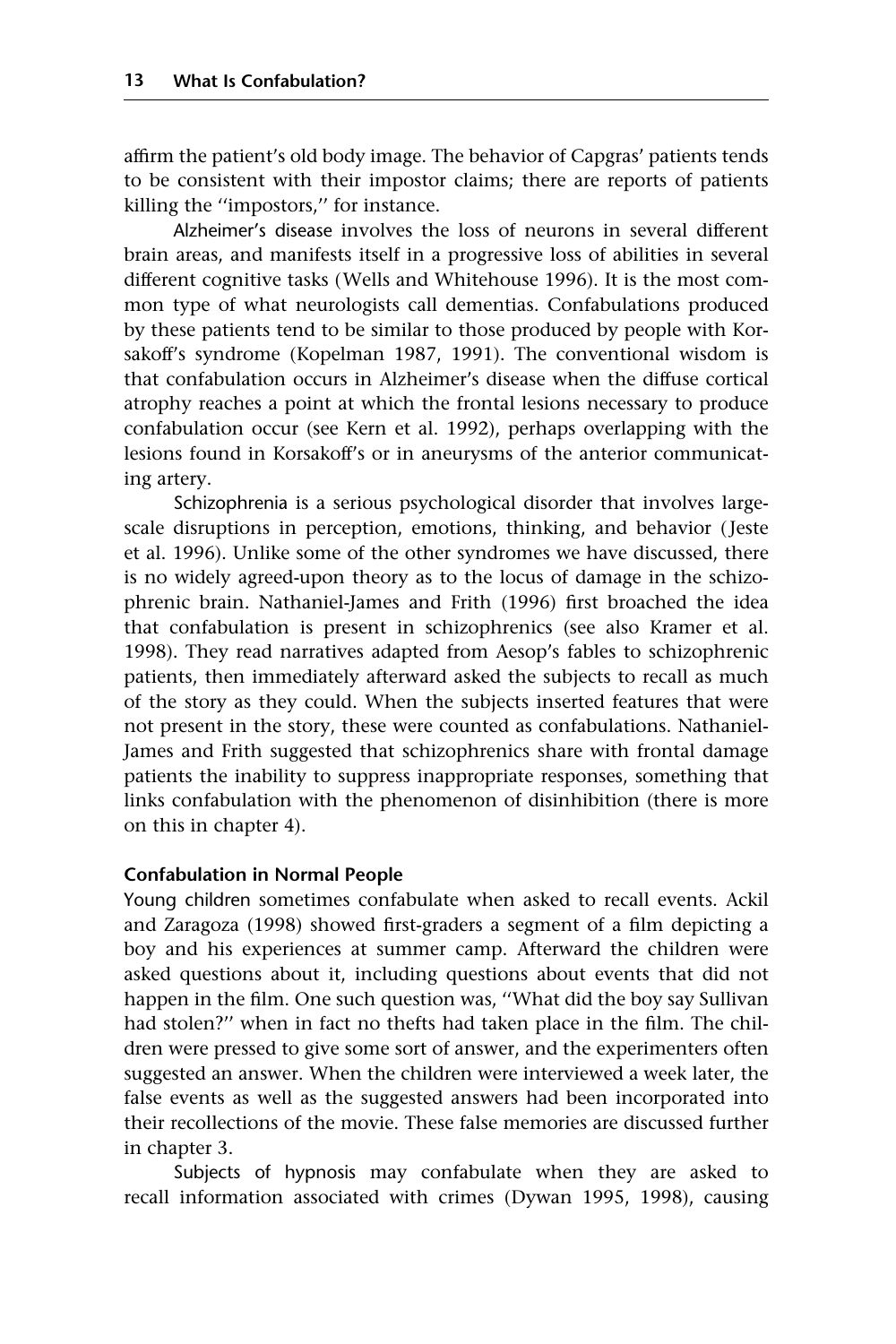affirm the patient's old body image. The behavior of Capgras' patients tends to be consistent with their impostor claims; there are reports of patients killing the "impostors," for instance.

Alzheimer's disease involves the loss of neurons in several different brain areas, and manifests itself in a progressive loss of abilities in several different cognitive tasks (Wells and Whitehouse 1996). It is the most common type of what neurologists call dementias. Confabulations produced by these patients tend to be similar to those produced by people with Korsakoff's syndrome (Kopelman 1987, 1991). The conventional wisdom is that confabulation occurs in Alzheimer's disease when the diffuse cortical atrophy reaches a point at which the frontal lesions necessary to produce confabulation occur (see Kern et al. 1992), perhaps overlapping with the lesions found in Korsakoff's or in aneurysms of the anterior communicating artery.

Schizophrenia is a serious psychological disorder that involves large-scale disruptions in perception, emotions, thinking, and behavior (Jeste et al. 1996). Unlike some of the other syndromes we have discussed, there is no widely agreed-upon theory as to the locus of damage in the schizophrenic brain. Nathaniel-James and Frith (1996) first broached the idea that confabulation is present in schizophrenics (see also Kramer et al. 1998). They read narratives adapted from Aesop's fables to schizophrenic patients, then immediately afterward asked the subjects to recall as much of the story as they could. When the subjects inserted features that were not present in the story, these were counted as confabulations. Nathaniel-James and Frith suggested that schizophrenics share with frontal damage patients the inability to suppress inappropriate responses, something that links confabulation with the phenomenon of disinhibition (there is more on this in chapter 4).

**Confabulation in Normal People**

Young children sometimes confabulate when asked to recall events. Ackil and Zaragoza (1998) showed first-graders a segment of a film depicting a boy and his experiences at summer camp. Afterward the children were asked questions about it, including questions about events that did not happen in the film. One such question was, "What did the boy say Sullivan had stolen?" when in fact no thefts had taken place in the film. The children were pressed to give some sort of answer, and the experimenters often suggested an answer. When the children were interviewed a week later, the false events as well as the suggested answers had been incorporated into their recollections of the movie. These false memories are discussed further in chapter 3.

Subjects of hypnosis may confabulate when they are asked to recall information associated with crimes (Dywan 1995, 1998), causing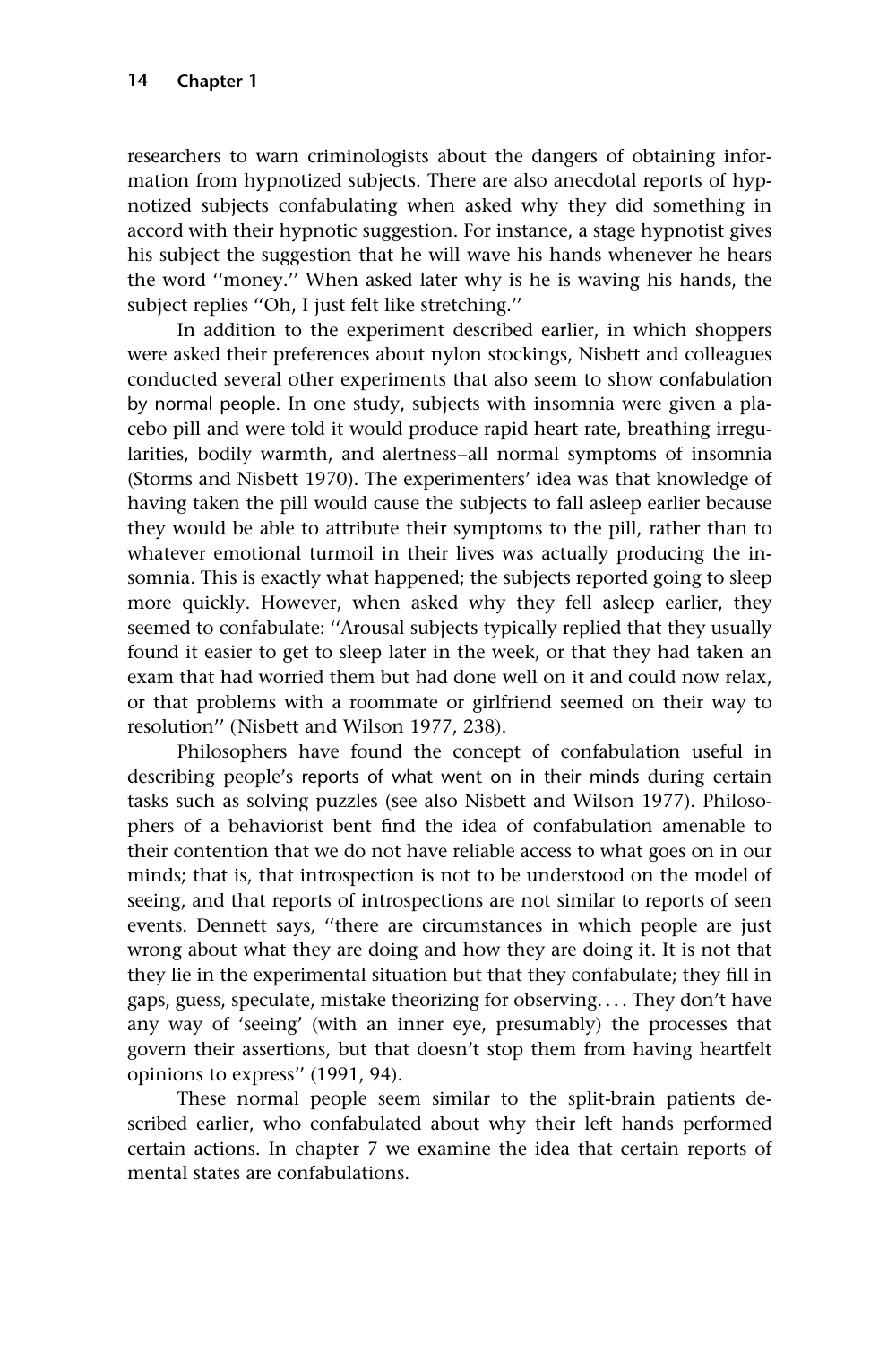researchers to warn criminologists about the dangers of obtaining information from hypnotized subjects. There are also anecdotal reports of hypnotized subjects confabulating when asked why they did something in accord with their hypnotic suggestion. For instance, a stage hypnotist gives his subject the suggestion that he will wave his hands whenever he hears the word ''money.'' When asked later why is he is waving his hands, the subject replies ''Oh, I just felt like stretching.''

In addition to the experiment described earlier, in which shoppers were asked their preferences about nylon stockings, Nisbett and colleagues conducted several other experiments that also seem to show confabulation by normal people. In one study, subjects with insomnia were given a placebo pill and were told it would produce rapid heart rate, breathing irregularities, bodily warmth, and alertness–all normal symptoms of insomnia (Storms and Nisbett 1970). The experimenters' idea was that knowledge of having taken the pill would cause the subjects to fall asleep earlier because they would be able to attribute their symptoms to the pill, rather than to whatever emotional turmoil in their lives was actually producing the insomnia. This is exactly what happened; the subjects reported going to sleep more quickly. However, when asked why they fell asleep earlier, they seemed to confabulate: ''Arousal subjects typically replied that they usually found it easier to get to sleep later in the week, or that they had taken an exam that had worried them but had done well on it and could now relax, or that problems with a roommate or girlfriend seemed on their way to resolution'' (Nisbett and Wilson 1977, 238).

Philosophers have found the concept of confabulation useful in describing people's reports of what went on in their minds during certain tasks such as solving puzzles (see also Nisbett and Wilson 1977). Philosophers of a behaviorist bent find the idea of confabulation amenable to their contention that we do not have reliable access to what goes on in our minds; that is, that introspection is not to be understood on the model of seeing, and that reports of introspections are not similar to reports of seen events. Dennett says, ''there are circumstances in which people are just wrong about what they are doing and how they are doing it. It is not that they lie in the experimental situation but that they confabulate; they fill in gaps, guess, speculate, mistake theorizing for observing. . . . They don't have any way of 'seeing' (with an inner eye, presumably) the processes that govern their assertions, but that doesn't stop them from having heartfelt opinions to express'' (1991, 94).

These normal people seem similar to the split-brain patients described earlier, who confabulated about why their left hands performed certain actions. In chapter 7 we examine the idea that certain reports of mental states are confabulations.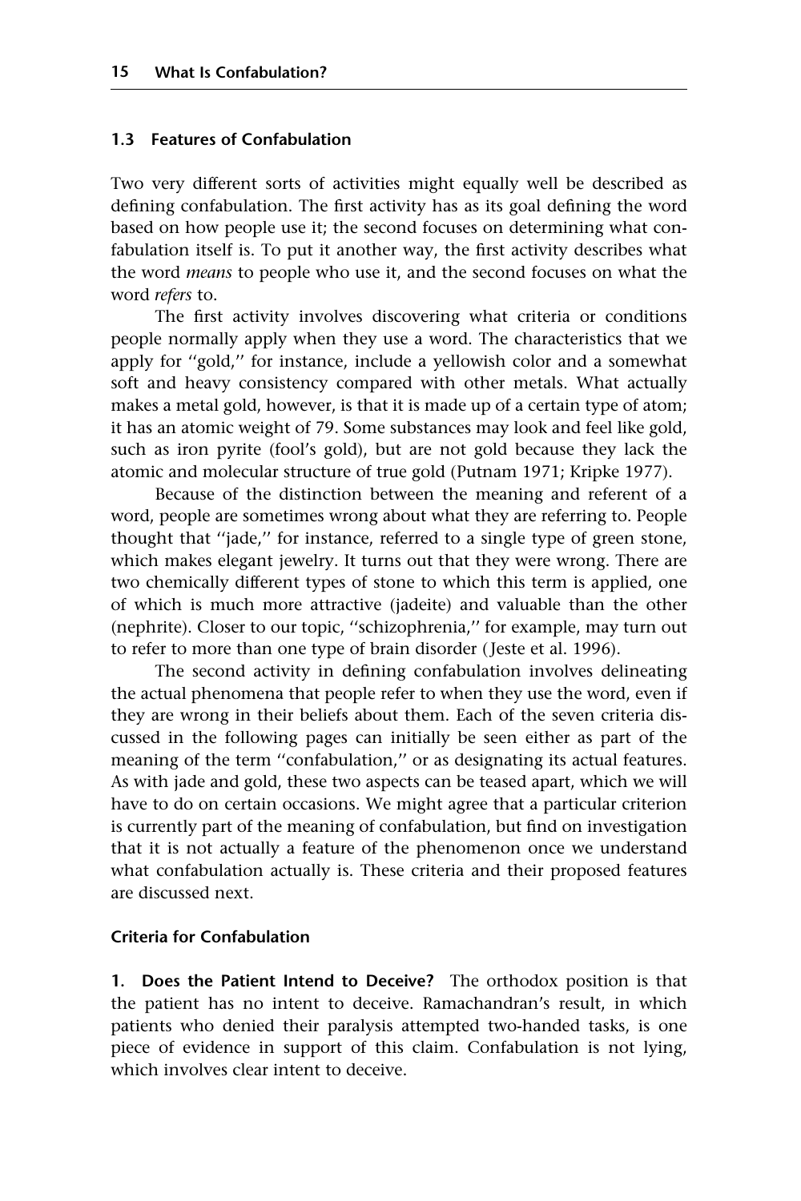## 1.3 Features of Confabulation

Two very different sorts of activities might equally well be described as defining confabulation. The first activity has as its goal defining the word based on how people use it; the second focuses on determining what confabulation itself is. To put it another way, the first activity describes what the word *means* to people who use it, and the second focuses on what the word *refers* to.

The first activity involves discovering what criteria or conditions people normally apply when they use a word. The characteristics that we apply for "gold," for instance, include a yellowish color and a somewhat soft and heavy consistency compared with other metals. What actually makes a metal gold, however, is that it is made up of a certain type of atom; it has an atomic weight of 79. Some substances may look and feel like gold, such as iron pyrite (fool's gold), but are not gold because they lack the atomic and molecular structure of true gold (Putnam 1971; Kripke 1977).

Because of the distinction between the meaning and referent of a word, people are sometimes wrong about what they are referring to. People thought that "jade," for instance, referred to a single type of green stone, which makes elegant jewelry. It turns out that they were wrong. There are two chemically different types of stone to which this term is applied, one of which is much more attractive (jadeite) and valuable than the other (nephrite). Closer to our topic, "schizophrenia," for example, may turn out to refer to more than one type of brain disorder (Jeste et al. 1996).

The second activity in defining confabulation involves delineating the actual phenomena that people refer to when they use the word, even if they are wrong in their beliefs about them. Each of the seven criteria discussed in the following pages can initially be seen either as part of the meaning of the term "confabulation," or as designating its actual features. As with jade and gold, these two aspects can be teased apart, which we will have to do on certain occasions. We might agree that a particular criterion is currently part of the meaning of confabulation, but find on investigation that it is not actually a feature of the phenomenon once we understand what confabulation actually is. These criteria and their proposed features are discussed next.

### Criteria for Confabulation

**1. Does the Patient Intend to Deceive?** The orthodox position is that the patient has no intent to deceive. Ramachandran's result, in which patients who denied their paralysis attempted two-handed tasks, is one piece of evidence in support of this claim. Confabulation is not lying, which involves clear intent to deceive.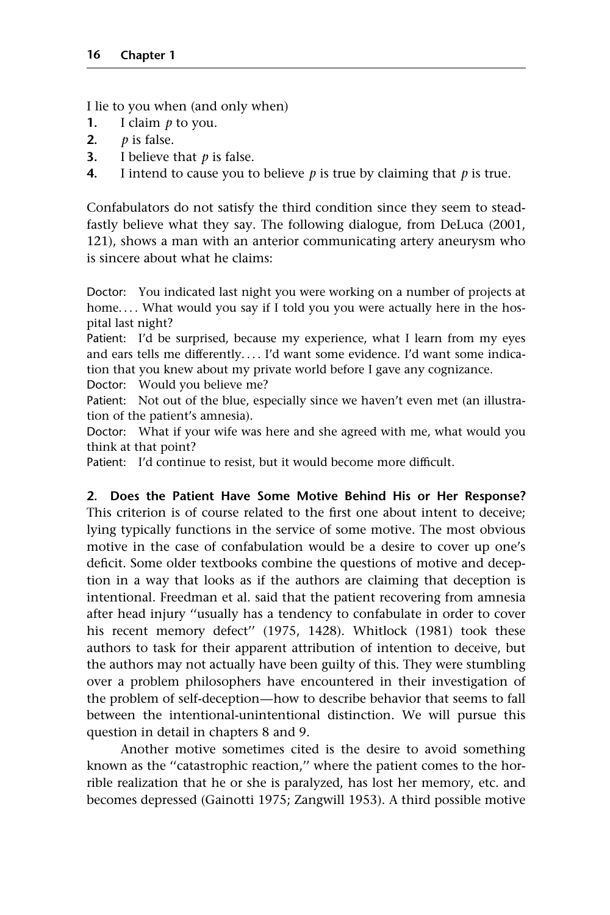I lie to you when (and only when)

1. I claim $p$ to you.
2. $p$ is false.
3. I believe that $p$ is false.
4. I intend to cause you to believe $p$ is true by claiming that $p$ is true.

Confabulators do not satisfy the third condition since they seem to steadfastly believe what they say. The following dialogue, from DeLuca (2001, 121), shows a man with an anterior communicating artery aneurysm who is sincere about what he claims:

Doctor: You indicated last night you were working on a number of projects at home. . . . What would you say if I told you you were actually here in the hospital last night?

Patient: I'd be surprised, because my experience, what I learn from my eyes and ears tells me differently. . . . I'd want some evidence. I'd want some indication that you knew about my private world before I gave any cognizance.

Doctor: Would you believe me?

Patient: Not out of the blue, especially since we haven't even met (an illustration of the patient's amnesia).

Doctor: What if your wife was here and she agreed with me, what would you think at that point?

Patient: I'd continue to resist, but it would become more difficult.

**2. Does the Patient Have Some Motive Behind His or Her Response?** This criterion is of course related to the first one about intent to deceive; lying typically functions in the service of some motive. The most obvious motive in the case of confabulation would be a desire to cover up one's deficit. Some older textbooks combine the questions of motive and deception in a way that looks as if the authors are claiming that deception is intentional. Freedman et al. said that the patient recovering from amnesia after head injury "usually has a tendency to confabulate in order to cover his recent memory defect" (1975, 1428). Whitlock (1981) took these authors to task for their apparent attribution of intention to deceive, but the authors may not actually have been guilty of this. They were stumbling over a problem philosophers have encountered in their investigation of the problem of self-deception—how to describe behavior that seems to fall between the intentional-unintentional distinction. We will pursue this question in detail in chapters 8 and 9.

Another motive sometimes cited is the desire to avoid something known as the "catastrophic reaction," where the patient comes to the horrible realization that he or she is paralyzed, has lost her memory, etc. and becomes depressed (Gainotti 1975; Zangwill 1953). A third possible motive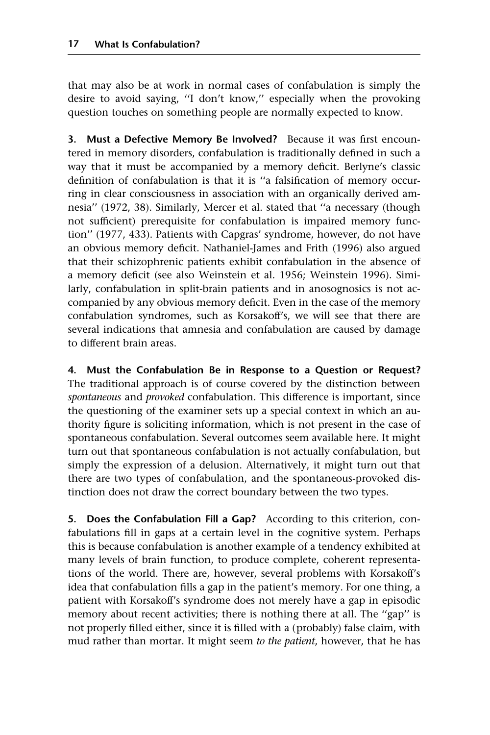that may also be at work in normal cases of confabulation is simply the desire to avoid saying, ''I don't know,'' especially when the provoking question touches on something people are normally expected to know.

**3. Must a Defective Memory Be Involved?** Because it was first encountered in memory disorders, confabulation is traditionally defined in such a way that it must be accompanied by a memory deficit. Berlyne's classic definition of confabulation is that it is ''a falsification of memory occurring in clear consciousness in association with an organically derived amnesia'' (1972, 38). Similarly, Mercer et al. stated that ''a necessary (though not sufficient) prerequisite for confabulation is impaired memory function'' (1977, 433). Patients with Capgras' syndrome, however, do not have an obvious memory deficit. Nathaniel-James and Frith (1996) also argued that their schizophrenic patients exhibit confabulation in the absence of a memory deficit (see also Weinstein et al. 1956; Weinstein 1996). Similarly, confabulation in split-brain patients and in anosognosics is not accompanied by any obvious memory deficit. Even in the case of the memory confabulation syndromes, such as Korsakoff's, we will see that there are several indications that amnesia and confabulation are caused by damage to different brain areas.

**4. Must the Confabulation Be in Response to a Question or Request?** The traditional approach is of course covered by the distinction between *spontaneous* and *provoked* confabulation. This difference is important, since the questioning of the examiner sets up a special context in which an authority figure is soliciting information, which is not present in the case of spontaneous confabulation. Several outcomes seem available here. It might turn out that spontaneous confabulation is not actually confabulation, but simply the expression of a delusion. Alternatively, it might turn out that there are two types of confabulation, and the spontaneous-provoked distinction does not draw the correct boundary between the two types.

**5. Does the Confabulation Fill a Gap?** According to this criterion, confabulations fill in gaps at a certain level in the cognitive system. Perhaps this is because confabulation is another example of a tendency exhibited at many levels of brain function, to produce complete, coherent representations of the world. There are, however, several problems with Korsakoff's idea that confabulation fills a gap in the patient's memory. For one thing, a patient with Korsakoff's syndrome does not merely have a gap in episodic memory about recent activities; there is nothing there at all. The ''gap'' is not properly filled either, since it is filled with a (probably) false claim, with mud rather than mortar. It might seem *to the patient*, however, that he has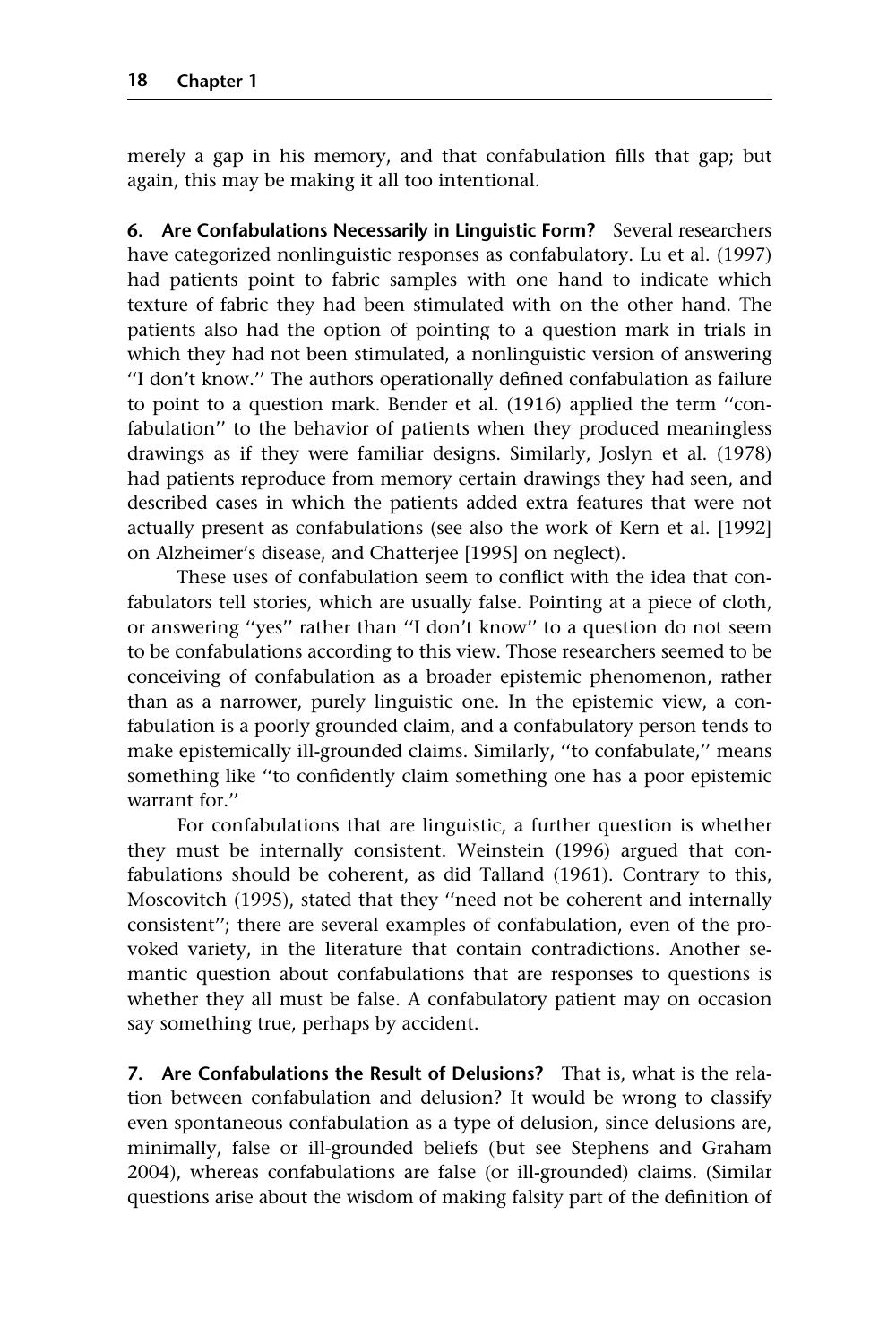merely a gap in his memory, and that confabulation fills that gap; but again, this may be making it all too intentional.

**6. Are Confabulations Necessarily in Linguistic Form?** Several researchers have categorized nonlinguistic responses as confabulatory. Lu et al. (1997) had patients point to fabric samples with one hand to indicate which texture of fabric they had been stimulated with on the other hand. The patients also had the option of pointing to a question mark in trials in which they had not been stimulated, a nonlinguistic version of answering "I don't know." The authors operationally defined confabulation as failure to point to a question mark. Bender et al. (1916) applied the term "confabulation" to the behavior of patients when they produced meaningless drawings as if they were familiar designs. Similarly, Joslyn et al. (1978) had patients reproduce from memory certain drawings they had seen, and described cases in which the patients added extra features that were not actually present as confabulations (see also the work of Kern et al. [1992] on Alzheimer's disease, and Chatterjee [1995] on neglect).

These uses of confabulation seem to conflict with the idea that confabulators tell stories, which are usually false. Pointing at a piece of cloth, or answering "yes" rather than "I don't know" to a question do not seem to be confabulations according to this view. Those researchers seemed to be conceiving of confabulation as a broader epistemic phenomenon, rather than as a narrower, purely linguistic one. In the epistemic view, a confabulation is a poorly grounded claim, and a confabulatory person tends to make epistemically ill-grounded claims. Similarly, "to confabulate," means something like "to confidently claim something one has a poor epistemic warrant for."

For confabulations that are linguistic, a further question is whether they must be internally consistent. Weinstein (1996) argued that confabulations should be coherent, as did Talland (1961). Contrary to this, Moscovitch (1995), stated that they "need not be coherent and internally consistent"; there are several examples of confabulation, even of the provoked variety, in the literature that contain contradictions. Another semantic question about confabulations that are responses to questions is whether they all must be false. A confabulatory patient may on occasion say something true, perhaps by accident.

**7. Are Confabulations the Result of Delusions?** That is, what is the relation between confabulation and delusion? It would be wrong to classify even spontaneous confabulation as a type of delusion, since delusions are, minimally, false or ill-grounded beliefs (but see Stephens and Graham 2004), whereas confabulations are false (or ill-grounded) claims. (Similar questions arise about the wisdom of making falsity part of the definition of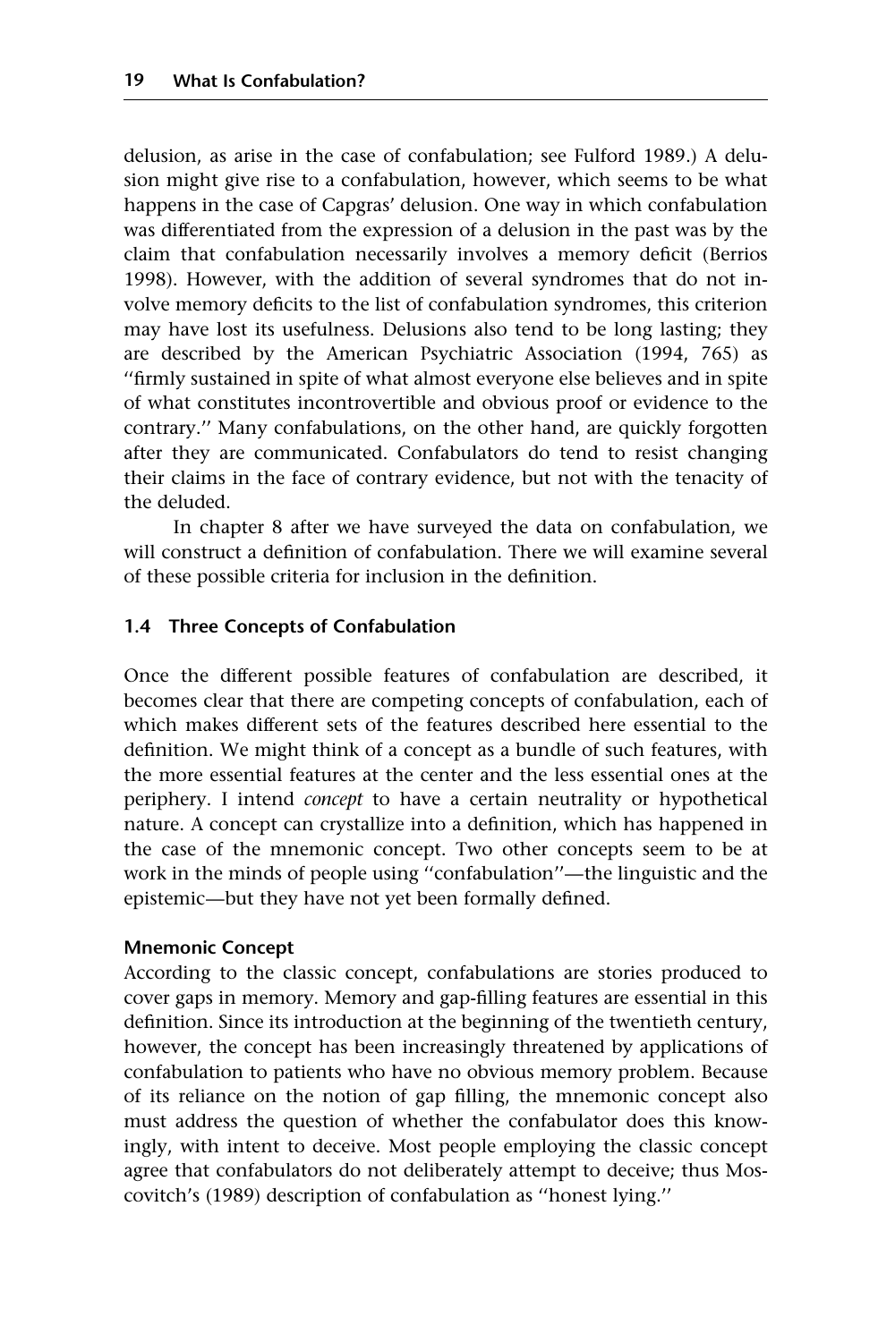delusion, as arise in the case of confabulation; see Fulford 1989.) A delusion might give rise to a confabulation, however, which seems to be what happens in the case of Capgras' delusion. One way in which confabulation was differentiated from the expression of a delusion in the past was by the claim that confabulation necessarily involves a memory deficit (Berrios 1998). However, with the addition of several syndromes that do not involve memory deficits to the list of confabulation syndromes, this criterion may have lost its usefulness. Delusions also tend to be long lasting; they are described by the American Psychiatric Association (1994, 765) as "firmly sustained in spite of what almost everyone else believes and in spite of what constitutes incontrovertible and obvious proof or evidence to the contrary." Many confabulations, on the other hand, are quickly forgotten after they are communicated. Confabulators do tend to resist changing their claims in the face of contrary evidence, but not with the tenacity of the deluded.

In chapter 8 after we have surveyed the data on confabulation, we will construct a definition of confabulation. There we will examine several of these possible criteria for inclusion in the definition.

## 1.4 Three Concepts of Confabulation

Once the different possible features of confabulation are described, it becomes clear that there are competing concepts of confabulation, each of which makes different sets of the features described here essential to the definition. We might think of a concept as a bundle of such features, with the more essential features at the center and the less essential ones at the periphery. I intend *concept* to have a certain neutrality or hypothetical nature. A concept can crystallize into a definition, which has happened in the case of the mnemonic concept. Two other concepts seem to be at work in the minds of people using "confabulation"—the linguistic and the epistemic—but they have not yet been formally defined.

### Mnemonic Concept

According to the classic concept, confabulations are stories produced to cover gaps in memory. Memory and gap-filling features are essential in this definition. Since its introduction at the beginning of the twentieth century, however, the concept has been increasingly threatened by applications of confabulation to patients who have no obvious memory problem. Because of its reliance on the notion of gap filling, the mnemonic concept also must address the question of whether the confabulator does this knowingly, with intent to deceive. Most people employing the classic concept agree that confabulators do not deliberately attempt to deceive; thus Moscovitch's (1989) description of confabulation as "honest lying."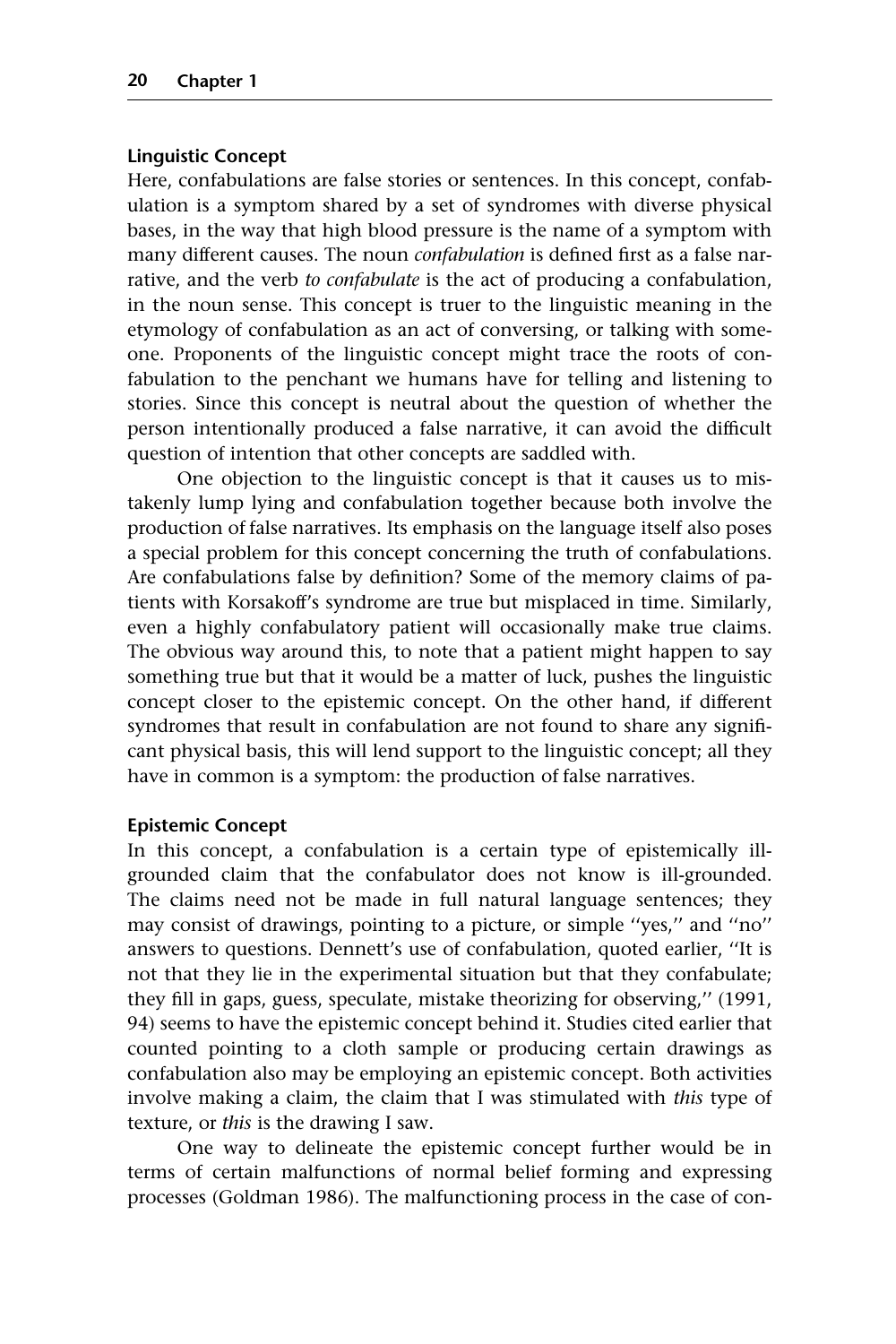### Linguistic Concept

Here, confabulations are false stories or sentences. In this concept, confabulation is a symptom shared by a set of syndromes with diverse physical bases, in the way that high blood pressure is the name of a symptom with many different causes. The noun *confabulation* is defined first as a false narrative, and the verb *to confabulate* is the act of producing a confabulation, in the noun sense. This concept is truer to the linguistic meaning in the etymology of confabulation as an act of conversing, or talking with someone. Proponents of the linguistic concept might trace the roots of confabulation to the penchant we humans have for telling and listening to stories. Since this concept is neutral about the question of whether the person intentionally produced a false narrative, it can avoid the difficult question of intention that other concepts are saddled with.

One objection to the linguistic concept is that it causes us to mistakenly lump lying and confabulation together because both involve the production of false narratives. Its emphasis on the language itself also poses a special problem for this concept concerning the truth of confabulations. Are confabulations false by definition? Some of the memory claims of patients with Korsakoff's syndrome are true but misplaced in time. Similarly, even a highly confabulatory patient will occasionally make true claims. The obvious way around this, to note that a patient might happen to say something true but that it would be a matter of luck, pushes the linguistic concept closer to the epistemic concept. On the other hand, if different syndromes that result in confabulation are not found to share any significant physical basis, this will lend support to the linguistic concept; all they have in common is a symptom: the production of false narratives.

### Epistemic Concept

In this concept, a confabulation is a certain type of epistemically ill-grounded claim that the confabulator does not know is ill-grounded. The claims need not be made in full natural language sentences; they may consist of drawings, pointing to a picture, or simple "yes," and "no" answers to questions. Dennett's use of confabulation, quoted earlier, "It is not that they lie in the experimental situation but that they confabulate; they fill in gaps, guess, speculate, mistake theorizing for observing," (1991, 94) seems to have the epistemic concept behind it. Studies cited earlier that counted pointing to a cloth sample or producing certain drawings as confabulation also may be employing an epistemic concept. Both activities involve making a claim, the claim that I was stimulated with *this* type of texture, or *this* is the drawing I saw.

One way to delineate the epistemic concept further would be in terms of certain malfunctions of normal belief forming and expressing processes (Goldman 1986). The malfunctioning process in the case of con-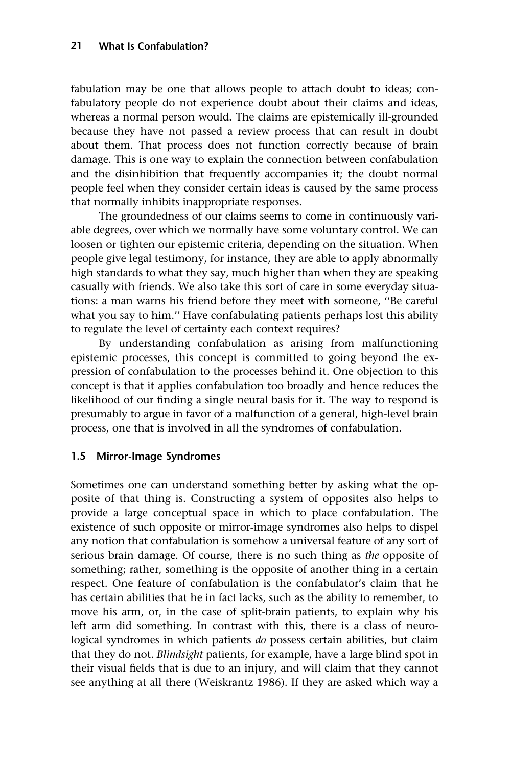fabulation may be one that allows people to attach doubt to ideas; confabulatory people do not experience doubt about their claims and ideas, whereas a normal person would. The claims are epistemically ill-grounded because they have not passed a review process that can result in doubt about them. That process does not function correctly because of brain damage. This is one way to explain the connection between confabulation and the disinhibition that frequently accompanies it; the doubt normal people feel when they consider certain ideas is caused by the same process that normally inhibits inappropriate responses.

The groundedness of our claims seems to come in continuously variable degrees, over which we normally have some voluntary control. We can loosen or tighten our epistemic criteria, depending on the situation. When people give legal testimony, for instance, they are able to apply abnormally high standards to what they say, much higher than when they are speaking casually with friends. We also take this sort of care in some everyday situations: a man warns his friend before they meet with someone, "Be careful what you say to him." Have confabulating patients perhaps lost this ability to regulate the level of certainty each context requires?

By understanding confabulation as arising from malfunctioning epistemic processes, this concept is committed to going beyond the expression of confabulation to the processes behind it. One objection to this concept is that it applies confabulation too broadly and hence reduces the likelihood of our finding a single neural basis for it. The way to respond is presumably to argue in favor of a malfunction of a general, high-level brain process, one that is involved in all the syndromes of confabulation.

### 1.5 Mirror-Image Syndromes

Sometimes one can understand something better by asking what the opposite of that thing is. Constructing a system of opposites also helps to provide a large conceptual space in which to place confabulation. The existence of such opposite or mirror-image syndromes also helps to dispel any notion that confabulation is somehow a universal feature of any sort of serious brain damage. Of course, there is no such thing as *the* opposite of something; rather, something is the opposite of another thing in a certain respect. One feature of confabulation is the confabulator's claim that he has certain abilities that he in fact lacks, such as the ability to remember, to move his arm, or, in the case of split-brain patients, to explain why his left arm did something. In contrast with this, there is a class of neurological syndromes in which patients *do* possess certain abilities, but claim that they do not. *Blindsight* patients, for example, have a large blind spot in their visual fields that is due to an injury, and will claim that they cannot see anything at all there (Weiskrantz 1986). If they are asked which way a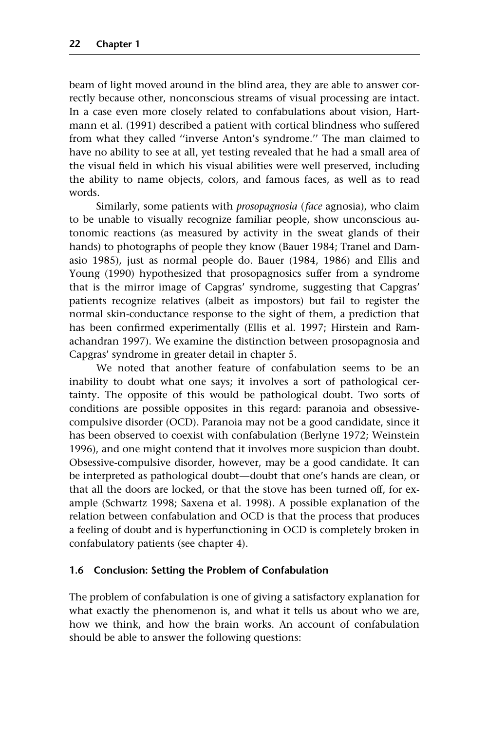beam of light moved around in the blind area, they are able to answer correctly because other, nonconscious streams of visual processing are intact. In a case even more closely related to confabulations about vision, Hartmann et al. (1991) described a patient with cortical blindness who suffered from what they called "inverse Anton's syndrome." The man claimed to have no ability to see at all, yet testing revealed that he had a small area of the visual field in which his visual abilities were well preserved, including the ability to name objects, colors, and famous faces, as well as to read words.

Similarly, some patients with *prosopagnosia* (*face* agnosia), who claim to be unable to visually recognize familiar people, show unconscious autonomic reactions (as measured by activity in the sweat glands of their hands) to photographs of people they know (Bauer 1984; Tranel and Damasio 1985), just as normal people do. Bauer (1984, 1986) and Ellis and Young (1990) hypothesized that prosopagnosics suffer from a syndrome that is the mirror image of Capgras' syndrome, suggesting that Capgras' patients recognize relatives (albeit as impostors) but fail to register the normal skin-conductance response to the sight of them, a prediction that has been confirmed experimentally (Ellis et al. 1997; Hirstein and Ramachandran 1997). We examine the distinction between prosopagnosia and Capgras' syndrome in greater detail in chapter 5.

We noted that another feature of confabulation seems to be an inability to doubt what one says; it involves a sort of pathological certainty. The opposite of this would be pathological doubt. Two sorts of conditions are possible opposites in this regard: paranoia and obsessive-compulsive disorder (OCD). Paranoia may not be a good candidate, since it has been observed to coexist with confabulation (Berlyne 1972; Weinstein 1996), and one might contend that it involves more suspicion than doubt. Obsessive-compulsive disorder, however, may be a good candidate. It can be interpreted as pathological doubt—doubt that one's hands are clean, or that all the doors are locked, or that the stove has been turned off, for example (Schwartz 1998; Saxena et al. 1998). A possible explanation of the relation between confabulation and OCD is that the process that produces a feeling of doubt and is hyperfunctioning in OCD is completely broken in confabulatory patients (see chapter 4).

## 1.6 Conclusion: Setting the Problem of Confabulation

The problem of confabulation is one of giving a satisfactory explanation for what exactly the phenomenon is, and what it tells us about who we are, how we think, and how the brain works. An account of confabulation should be able to answer the following questions: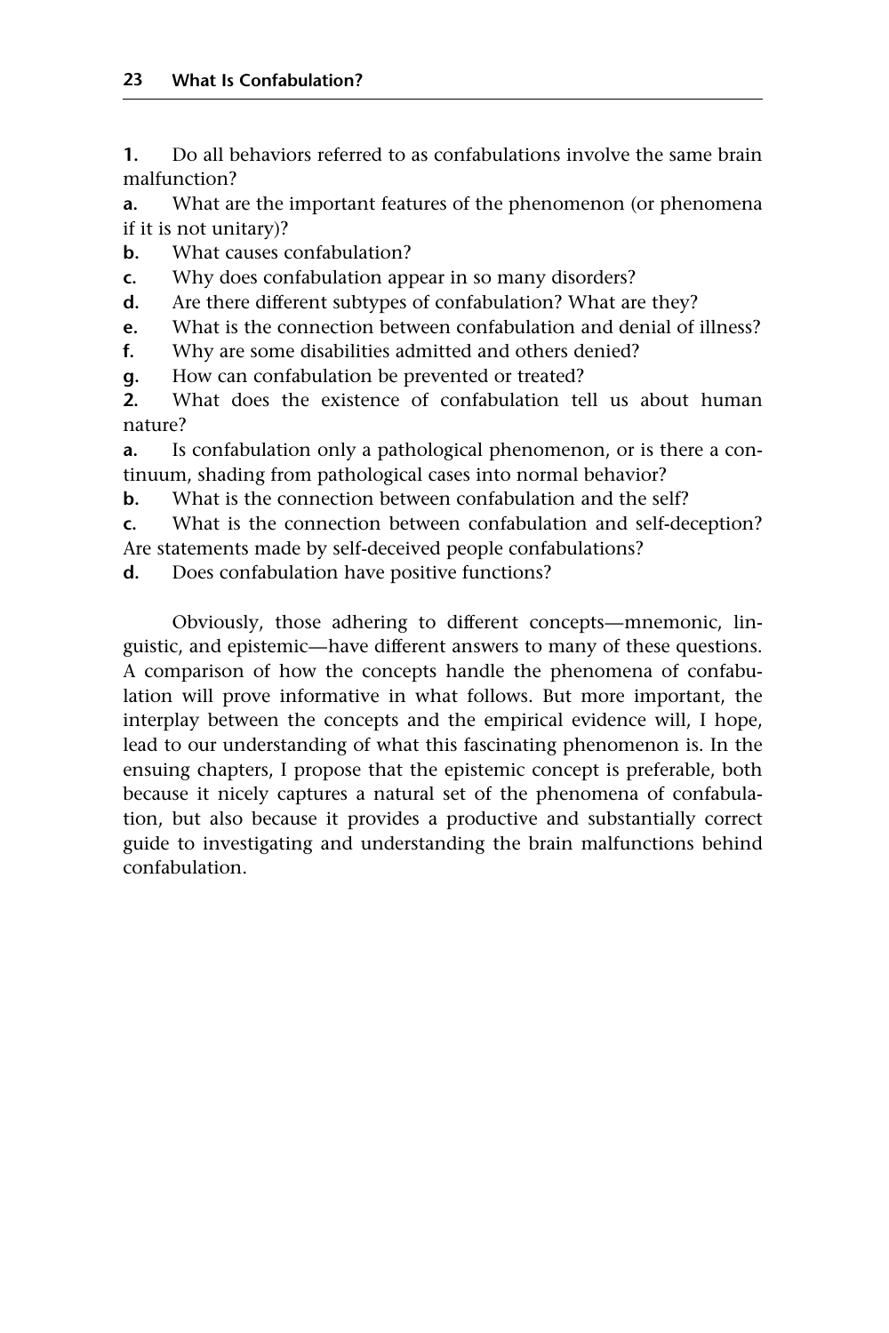**1.** Do all behaviors referred to as confabulations involve the same brain malfunction?

**a.** What are the important features of the phenomenon (or phenomena if it is not unitary)?

**b.** What causes confabulation?

**c.** Why does confabulation appear in so many disorders?

**d.** Are there different subtypes of confabulation? What are they?

**e.** What is the connection between confabulation and denial of illness?

**f.** Why are some disabilities admitted and others denied?

**g.** How can confabulation be prevented or treated?

**2.** What does the existence of confabulation tell us about human nature?

**a.** Is confabulation only a pathological phenomenon, or is there a continuum, shading from pathological cases into normal behavior?

**b.** What is the connection between confabulation and the self?

**c.** What is the connection between confabulation and self-deception? Are statements made by self-deceived people confabulations?

**d.** Does confabulation have positive functions?

Obviously, those adhering to different concepts—mnemonic, linguistic, and epistemic—have different answers to many of these questions. A comparison of how the concepts handle the phenomena of confabulation will prove informative in what follows. But more important, the interplay between the concepts and the empirical evidence will, I hope, lead to our understanding of what this fascinating phenomenon is. In the ensuing chapters, I propose that the epistemic concept is preferable, both because it nicely captures a natural set of the phenomena of confabulation, but also because it provides a productive and substantially correct guide to investigating and understanding the brain malfunctions behind confabulation.